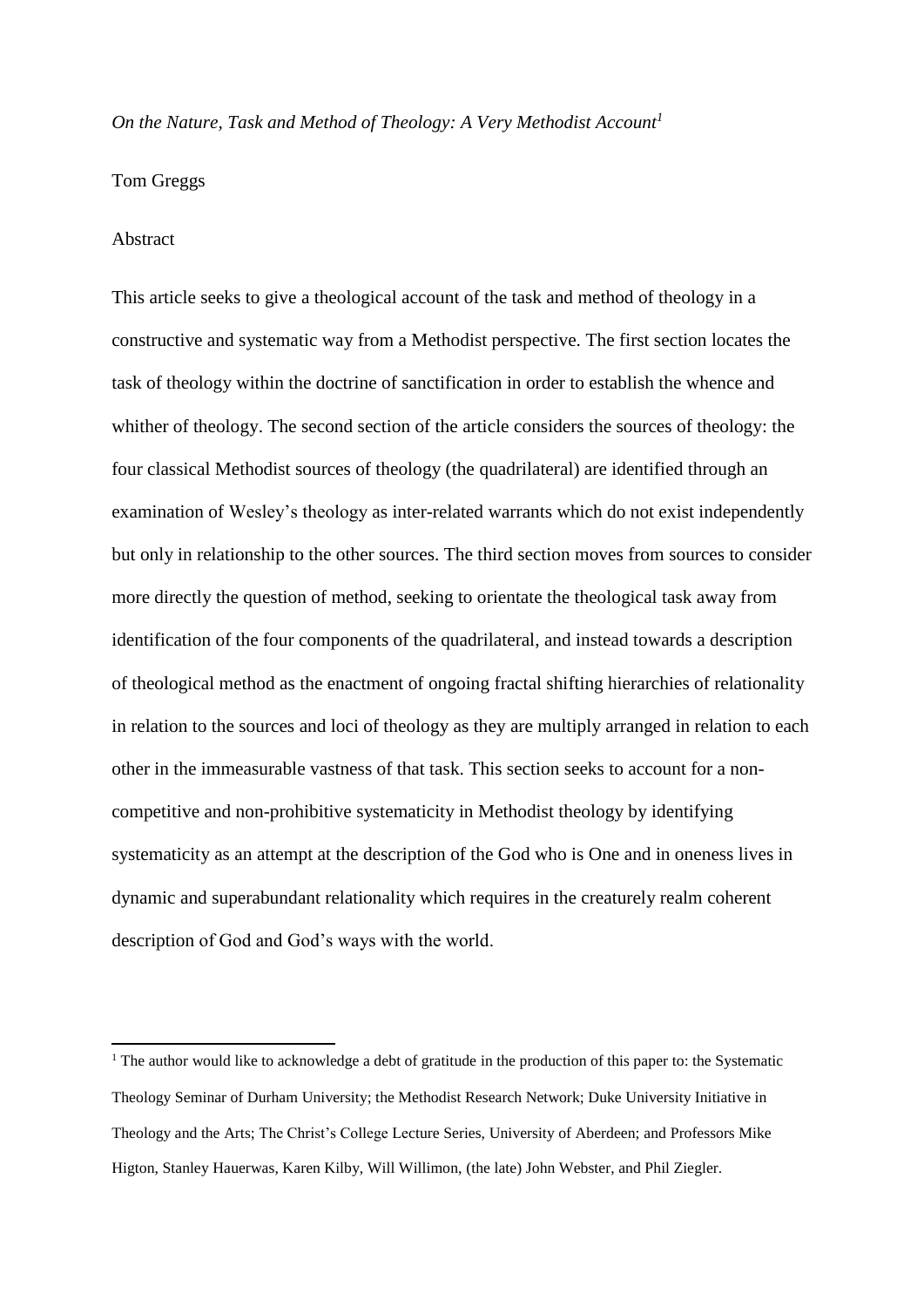*On the Nature, Task and Method of Theology: A Very Methodist Account*[1]

Tom Greggs

Abstract

This article seeks to give a theological account of the task and method of theology in a constructive and systematic way from a Methodist perspective. The first section locates the task of theology within the doctrine of sanctification in order to establish the whence and whither of theology. The second section of the article considers the sources of theology: the four classical Methodist sources of theology (the quadrilateral) are identified through an examination of Wesley's theology as inter-related warrants which do not exist independently but only in relationship to the other sources. The third section moves from sources to consider more directly the question of method, seeking to orientate the theological task away from identification of the four components of the quadrilateral, and instead towards a description of theological method as the enactment of ongoing fractal shifting hierarchies of relationality in relation to the sources and loci of theology as they are multiply arranged in relation to each other in the immeasurable vastness of that task. This section seeks to account for a non-competitive and non-prohibitive systematicity in Methodist theology by identifying systematicity as an attempt at the description of the God who is One and in oneness lives in dynamic and superabundant relationality which requires in the creaturely realm coherent description of God and God's ways with the world.

[1] The author would like to acknowledge a debt of gratitude in the production of this paper to: the Systematic Theology Seminar of Durham University; the Methodist Research Network; Duke University Initiative in Theology and the Arts; The Christ's College Lecture Series, University of Aberdeen; and Professors Mike Higton, Stanley Hauerwas, Karen Kilby, Will Willimon, (the late) John Webster, and Phil Ziegler.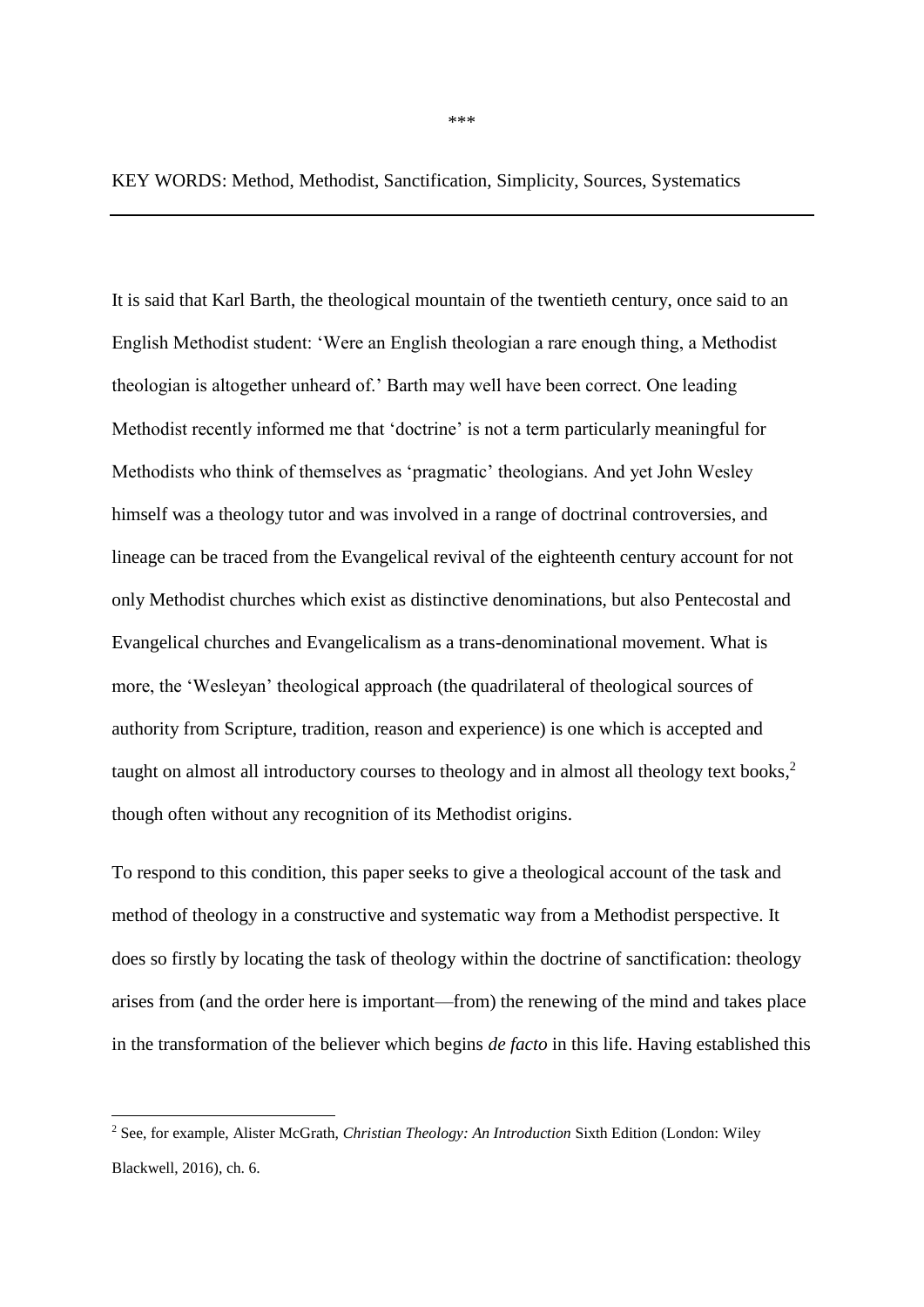\*\*\*

KEY WORDS: Method, Methodist, Sanctification, Simplicity, Sources, Systematics

---

It is said that Karl Barth, the theological mountain of the twentieth century, once said to an English Methodist student: 'Were an English theologian a rare enough thing, a Methodist theologian is altogether unheard of.' Barth may well have been correct. One leading Methodist recently informed me that 'doctrine' is not a term particularly meaningful for Methodists who think of themselves as 'pragmatic' theologians. And yet John Wesley himself was a theology tutor and was involved in a range of doctrinal controversies, and lineage can be traced from the Evangelical revival of the eighteenth century account for not only Methodist churches which exist as distinctive denominations, but also Pentecostal and Evangelical churches and Evangelicalism as a trans-denominational movement. What is more, the 'Wesleyan' theological approach (the quadrilateral of theological sources of authority from Scripture, tradition, reason and experience) is one which is accepted and taught on almost all introductory courses to theology and in almost all theology text books,[2] though often without any recognition of its Methodist origins.

To respond to this condition, this paper seeks to give a theological account of the task and method of theology in a constructive and systematic way from a Methodist perspective. It does so firstly by locating the task of theology within the doctrine of sanctification: theology arises from (and the order here is important—from) the renewing of the mind and takes place in the transformation of the believer which begins *de facto* in this life. Having established this

[2] See, for example, Alister McGrath, *Christian Theology: An Introduction* Sixth Edition (London: Wiley Blackwell, 2016), ch. 6.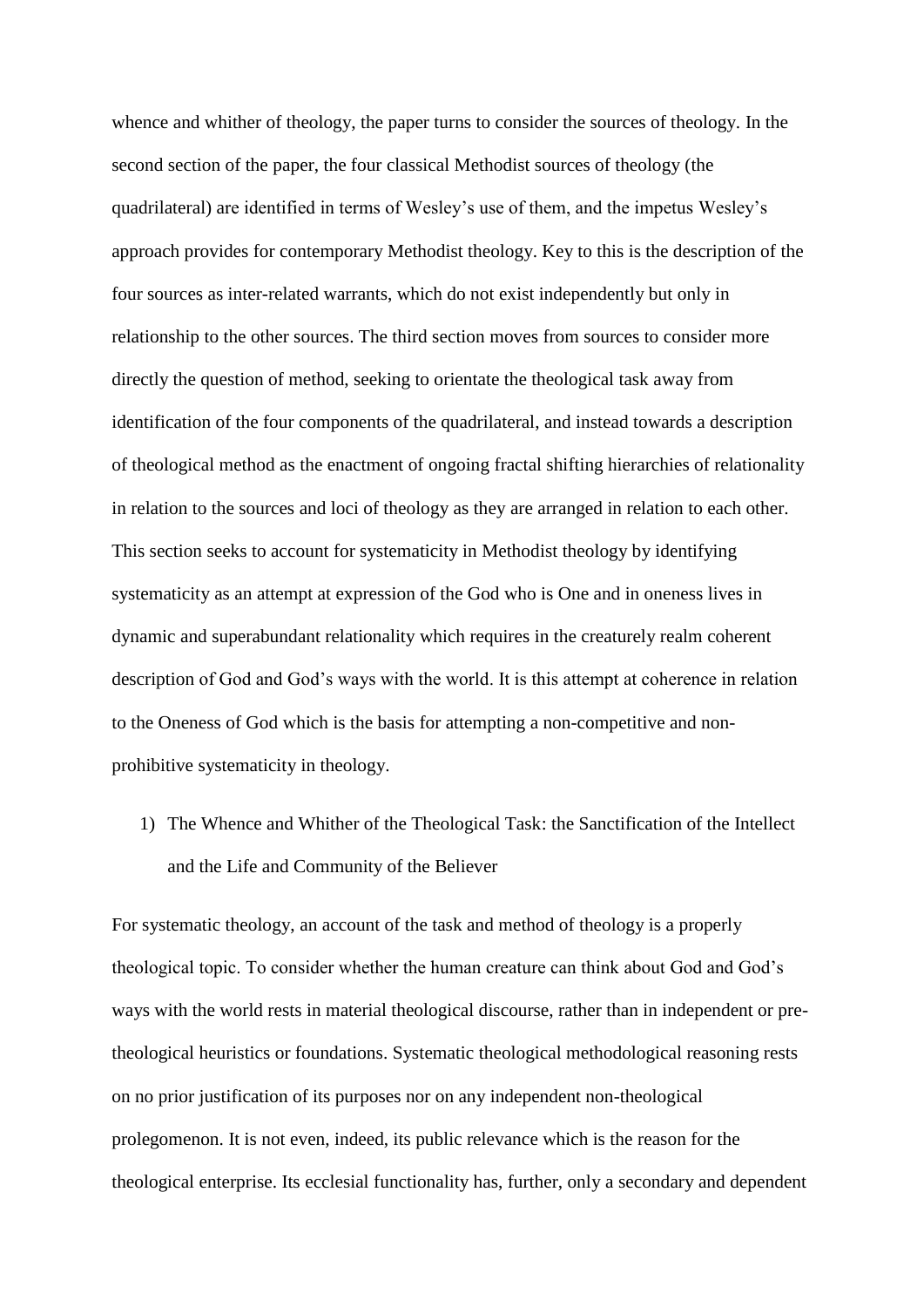whence and whither of theology, the paper turns to consider the sources of theology. In the second section of the paper, the four classical Methodist sources of theology (the quadrilateral) are identified in terms of Wesley's use of them, and the impetus Wesley's approach provides for contemporary Methodist theology. Key to this is the description of the four sources as inter-related warrants, which do not exist independently but only in relationship to the other sources. The third section moves from sources to consider more directly the question of method, seeking to orientate the theological task away from identification of the four components of the quadrilateral, and instead towards a description of theological method as the enactment of ongoing fractal shifting hierarchies of relationality in relation to the sources and loci of theology as they are arranged in relation to each other. This section seeks to account for systematicity in Methodist theology by identifying systematicity as an attempt at expression of the God who is One and in oneness lives in dynamic and superabundant relationality which requires in the creaturely realm coherent description of God and God's ways with the world. It is this attempt at coherence in relation to the Oneness of God which is the basis for attempting a non-competitive and non-prohibitive systematicity in theology.

1) The Whence and Whither of the Theological Task: the Sanctification of the Intellect and the Life and Community of the Believer

For systematic theology, an account of the task and method of theology is a properly theological topic. To consider whether the human creature can think about God and God's ways with the world rests in material theological discourse, rather than in independent or pre-theological heuristics or foundations. Systematic theological methodological reasoning rests on no prior justification of its purposes nor on any independent non-theological prolegomenon. It is not even, indeed, its public relevance which is the reason for the theological enterprise. Its ecclesial functionality has, further, only a secondary and dependent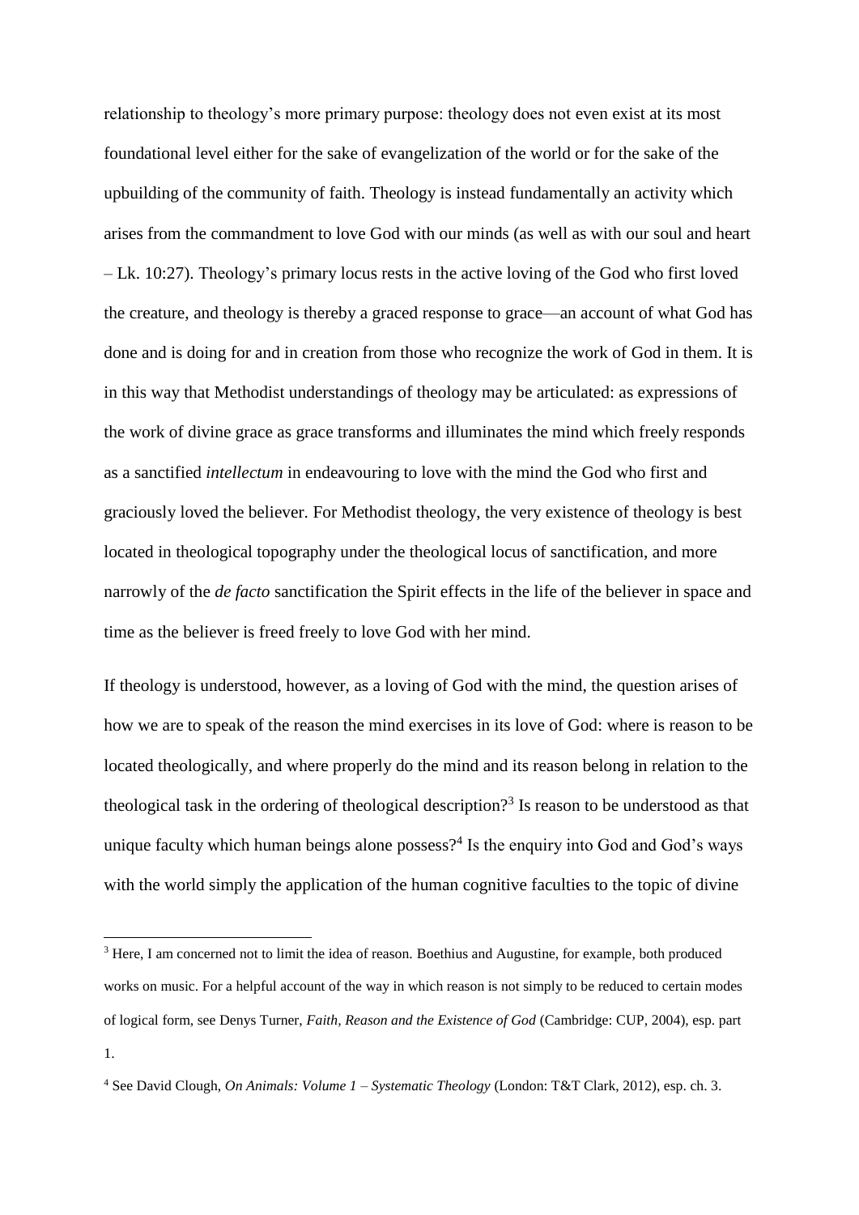relationship to theology's more primary purpose: theology does not even exist at its most foundational level either for the sake of evangelization of the world or for the sake of the upbuilding of the community of faith. Theology is instead fundamentally an activity which arises from the commandment to love God with our minds (as well as with our soul and heart – Lk. 10:27). Theology's primary locus rests in the active loving of the God who first loved the creature, and theology is thereby a graced response to grace—an account of what God has done and is doing for and in creation from those who recognize the work of God in them. It is in this way that Methodist understandings of theology may be articulated: as expressions of the work of divine grace as grace transforms and illuminates the mind which freely responds as a sanctified *intellectum* in endeavouring to love with the mind the God who first and graciously loved the believer. For Methodist theology, the very existence of theology is best located in theological topography under the theological locus of sanctification, and more narrowly of the *de facto* sanctification the Spirit effects in the life of the believer in space and time as the believer is freed freely to love God with her mind.

If theology is understood, however, as a loving of God with the mind, the question arises of how we are to speak of the reason the mind exercises in its love of God: where is reason to be located theologically, and where properly do the mind and its reason belong in relation to the theological task in the ordering of theological description?[3] Is reason to be understood as that unique faculty which human beings alone possess?[4] Is the enquiry into God and God's ways with the world simply the application of the human cognitive faculties to the topic of divine

---

[3] Here, I am concerned not to limit the idea of reason. Boethius and Augustine, for example, both produced works on music. For a helpful account of the way in which reason is not simply to be reduced to certain modes of logical form, see Denys Turner, *Faith, Reason and the Existence of God* (Cambridge: CUP, 2004), esp. part 1.

[4] See David Clough, *On Animals: Volume 1 – Systematic Theology* (London: T&T Clark, 2012), esp. ch. 3.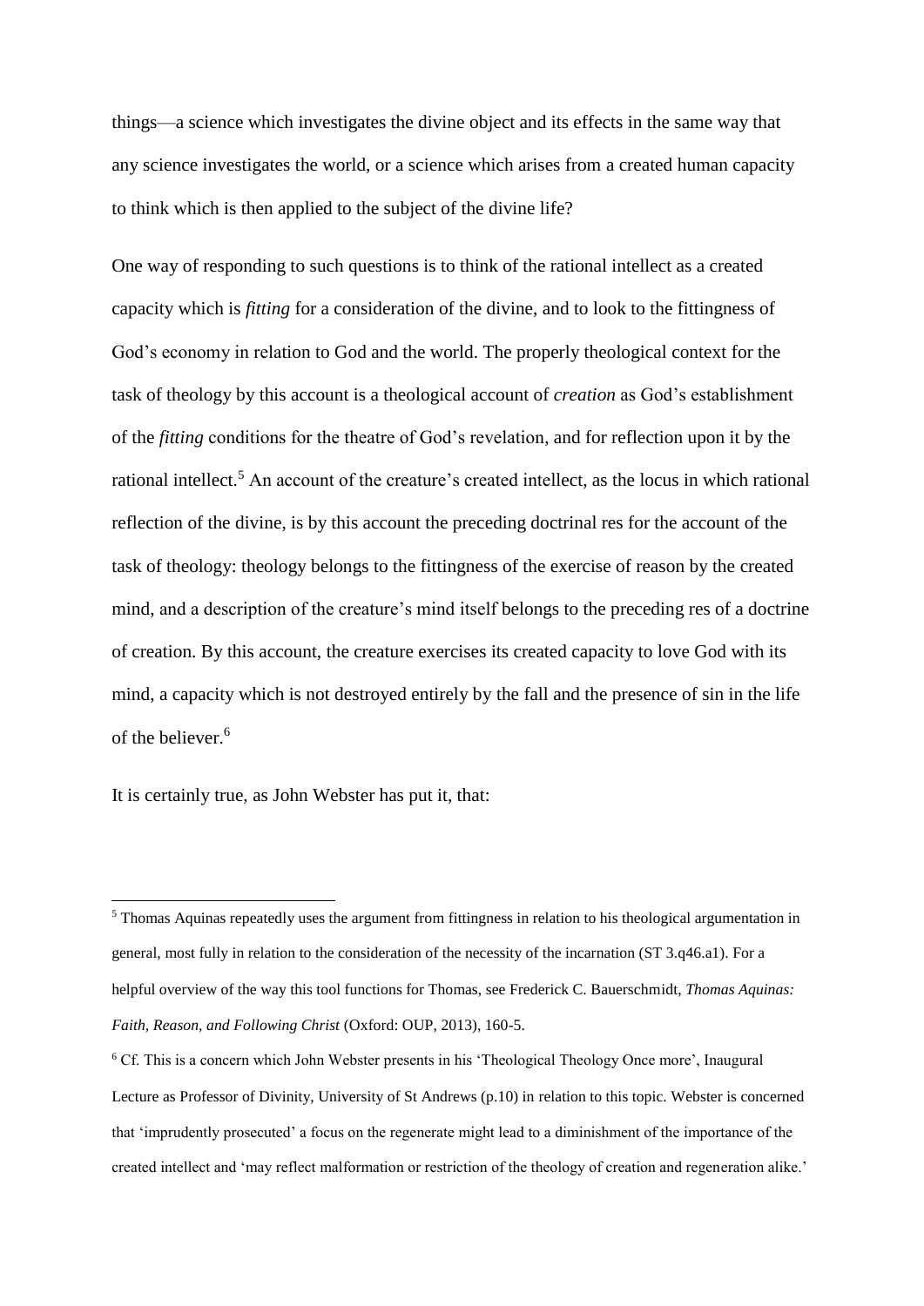things—a science which investigates the divine object and its effects in the same way that any science investigates the world, or a science which arises from a created human capacity to think which is then applied to the subject of the divine life?

One way of responding to such questions is to think of the rational intellect as a created capacity which is *fitting* for a consideration of the divine, and to look to the fittingness of God's economy in relation to God and the world. The properly theological context for the task of theology by this account is a theological account of *creation* as God's establishment of the *fitting* conditions for the theatre of God's revelation, and for reflection upon it by the rational intellect.[5] An account of the creature's created intellect, as the locus in which rational reflection of the divine, is by this account the preceding doctrinal res for the account of the task of theology: theology belongs to the fittingness of the exercise of reason by the created mind, and a description of the creature's mind itself belongs to the preceding res of a doctrine of creation. By this account, the creature exercises its created capacity to love God with its mind, a capacity which is not destroyed entirely by the fall and the presence of sin in the life of the believer.[6]

It is certainly true, as John Webster has put it, that:

---

[5] Thomas Aquinas repeatedly uses the argument from fittingness in relation to his theological argumentation in general, most fully in relation to the consideration of the necessity of the incarnation (ST 3.q46.a1). For a helpful overview of the way this tool functions for Thomas, see Frederick C. Bauerschmidt, *Thomas Aquinas: Faith, Reason, and Following Christ* (Oxford: OUP, 2013), 160-5.

[6] Cf. This is a concern which John Webster presents in his 'Theological Theology Once more', Inaugural Lecture as Professor of Divinity, University of St Andrews (p.10) in relation to this topic. Webster is concerned that 'imprudently prosecuted' a focus on the regenerate might lead to a diminishment of the importance of the created intellect and 'may reflect malformation or restriction of the theology of creation and regeneration alike.'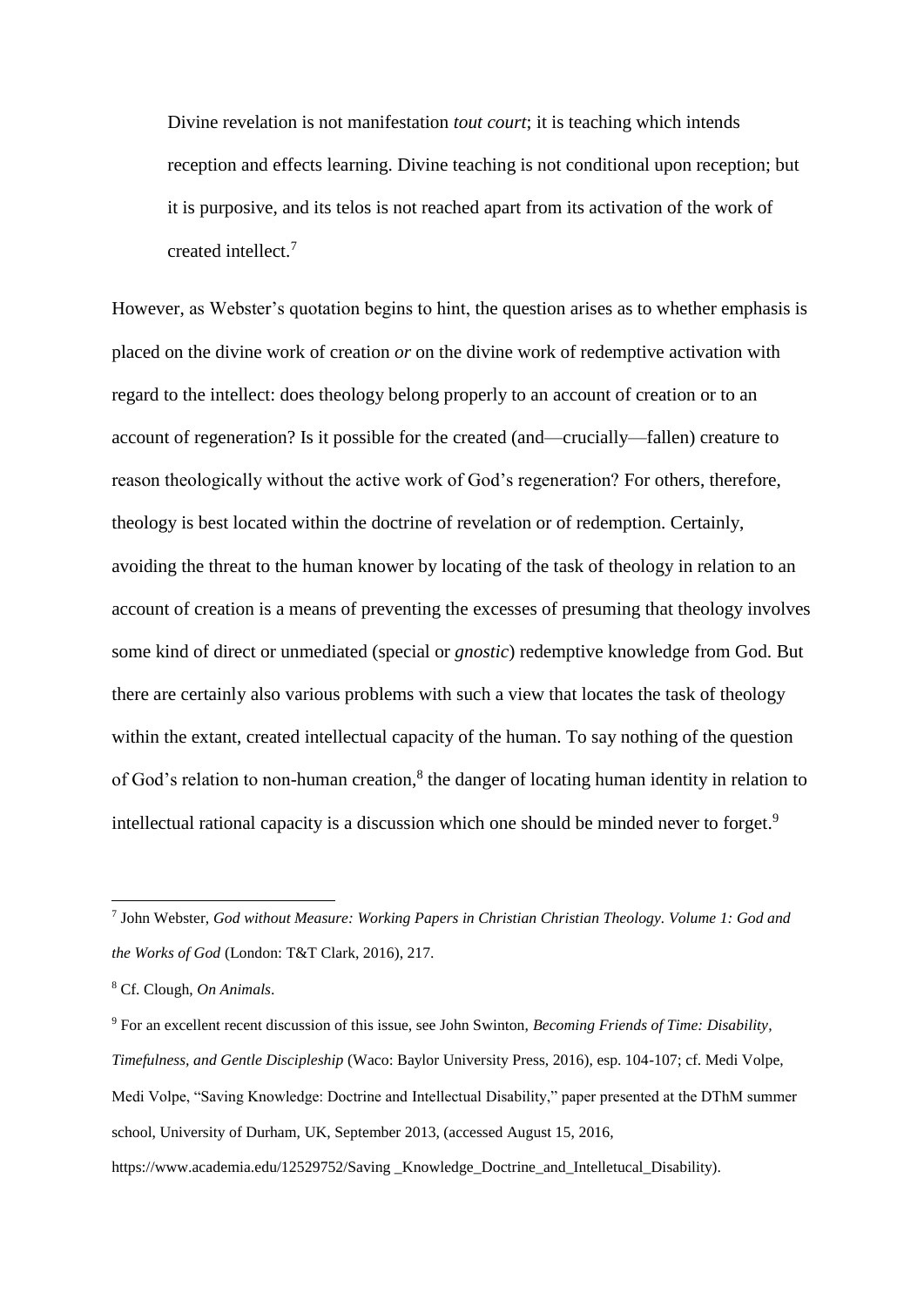> Divine revelation is not manifestation *tout court*; it is teaching which intends reception and effects learning. Divine teaching is not conditional upon reception; but it is purposive, and its telos is not reached apart from its activation of the work of created intellect.[7]

However, as Webster's quotation begins to hint, the question arises as to whether emphasis is placed on the divine work of creation *or* on the divine work of redemptive activation with regard to the intellect: does theology belong properly to an account of creation or to an account of regeneration? Is it possible for the created (and—crucially—fallen) creature to reason theologically without the active work of God's regeneration? For others, therefore, theology is best located within the doctrine of revelation or of redemption. Certainly, avoiding the threat to the human knower by locating of the task of theology in relation to an account of creation is a means of preventing the excesses of presuming that theology involves some kind of direct or unmediated (special or *gnostic*) redemptive knowledge from God. But there are certainly also various problems with such a view that locates the task of theology within the extant, created intellectual capacity of the human. To say nothing of the question of God's relation to non-human creation,[8] the danger of locating human identity in relation to intellectual rational capacity is a discussion which one should be minded never to forget.[9]

---

[7] John Webster, *God without Measure: Working Papers in Christian Christian Theology. Volume 1: God and the Works of God* (London: T&T Clark, 2016), 217.

[8] Cf. Clough, *On Animals*.

[9] For an excellent recent discussion of this issue, see John Swinton, *Becoming Friends of Time: Disability, Timefulness, and Gentle Discipleship* (Waco: Baylor University Press, 2016), esp. 104-107; cf. Medi Volpe, Medi Volpe, "Saving Knowledge: Doctrine and Intellectual Disability," paper presented at the DThM summer school, University of Durham, UK, September 2013, (accessed August 15, 2016, https://www.academia.edu/12529752/Saving _Knowledge_Doctrine_and_Intelletucal_Disability).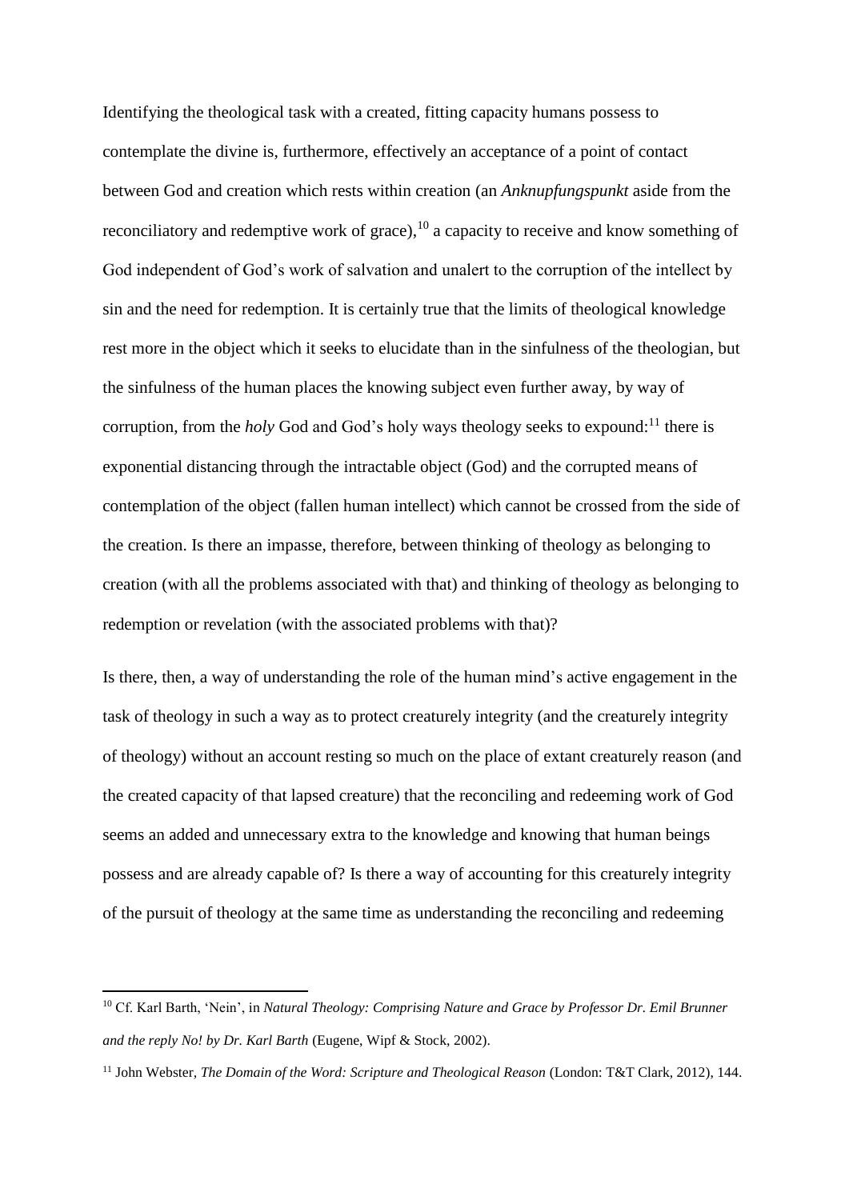Identifying the theological task with a created, fitting capacity humans possess to contemplate the divine is, furthermore, effectively an acceptance of a point of contact between God and creation which rests within creation (an *Anknupfungspunkt* aside from the reconciliatory and redemptive work of grace),[10] a capacity to receive and know something of God independent of God's work of salvation and unalert to the corruption of the intellect by sin and the need for redemption. It is certainly true that the limits of theological knowledge rest more in the object which it seeks to elucidate than in the sinfulness of the theologian, but the sinfulness of the human places the knowing subject even further away, by way of corruption, from the *holy* God and God's holy ways theology seeks to expound:[11] there is exponential distancing through the intractable object (God) and the corrupted means of contemplation of the object (fallen human intellect) which cannot be crossed from the side of the creation. Is there an impasse, therefore, between thinking of theology as belonging to creation (with all the problems associated with that) and thinking of theology as belonging to redemption or revelation (with the associated problems with that)?

Is there, then, a way of understanding the role of the human mind's active engagement in the task of theology in such a way as to protect creaturely integrity (and the creaturely integrity of theology) without an account resting so much on the place of extant creaturely reason (and the created capacity of that lapsed creature) that the reconciling and redeeming work of God seems an added and unnecessary extra to the knowledge and knowing that human beings possess and are already capable of? Is there a way of accounting for this creaturely integrity of the pursuit of theology at the same time as understanding the reconciling and redeeming

---

[10] Cf. Karl Barth, 'Nein', in *Natural Theology: Comprising Nature and Grace by Professor Dr. Emil Brunner and the reply No! by Dr. Karl Barth* (Eugene, Wipf & Stock, 2002).

[11] John Webster, *The Domain of the Word: Scripture and Theological Reason* (London: T&T Clark, 2012), 144.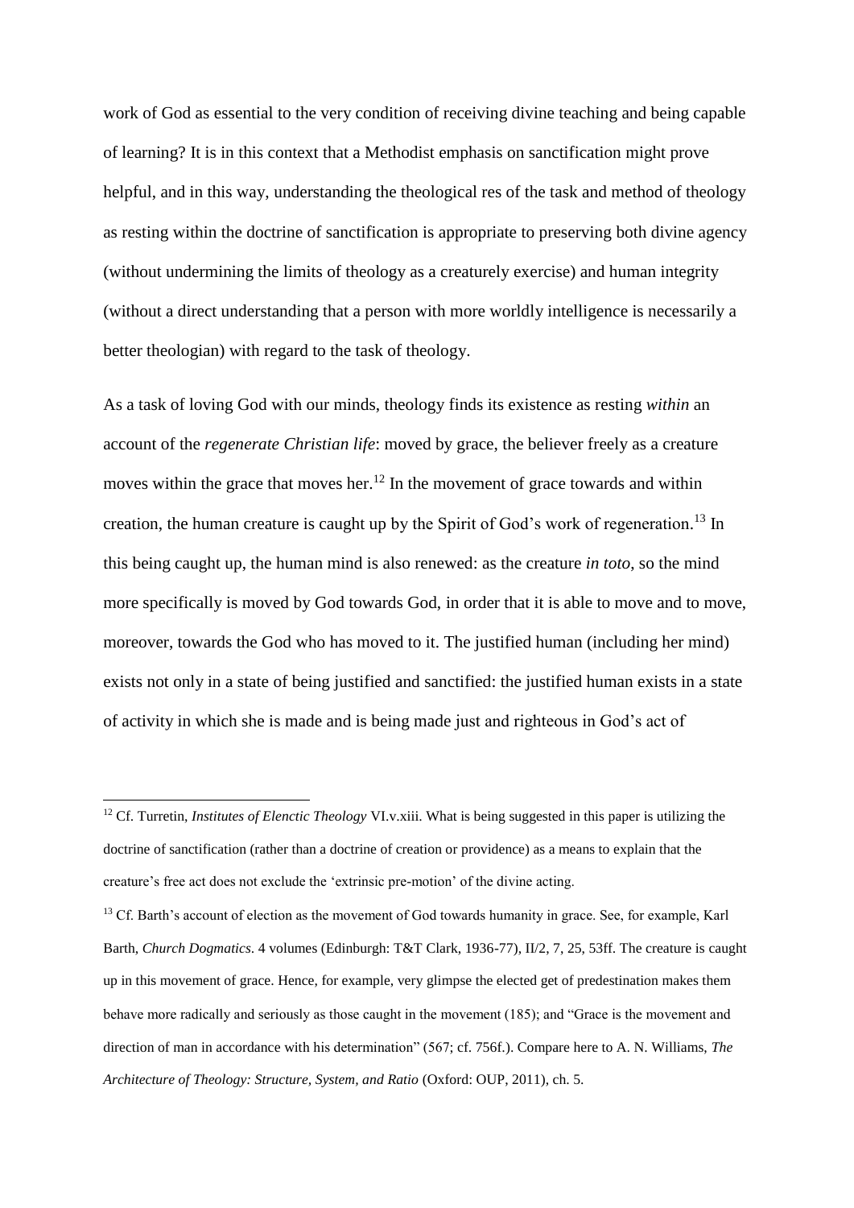work of God as essential to the very condition of receiving divine teaching and being capable of learning? It is in this context that a Methodist emphasis on sanctification might prove helpful, and in this way, understanding the theological res of the task and method of theology as resting within the doctrine of sanctification is appropriate to preserving both divine agency (without undermining the limits of theology as a creaturely exercise) and human integrity (without a direct understanding that a person with more worldly intelligence is necessarily a better theologian) with regard to the task of theology.

As a task of loving God with our minds, theology finds its existence as resting *within* an account of the *regenerate Christian life*: moved by grace, the believer freely as a creature moves within the grace that moves her.[12] In the movement of grace towards and within creation, the human creature is caught up by the Spirit of God's work of regeneration.[13] In this being caught up, the human mind is also renewed: as the creature *in toto*, so the mind more specifically is moved by God towards God, in order that it is able to move and to move, moreover, towards the God who has moved to it. The justified human (including her mind) exists not only in a state of being justified and sanctified: the justified human exists in a state of activity in which she is made and is being made just and righteous in God's act of

---

[12] Cf. Turretin, *Institutes of Elenctic Theology* VI.v.xiii. What is being suggested in this paper is utilizing the doctrine of sanctification (rather than a doctrine of creation or providence) as a means to explain that the creature's free act does not exclude the 'extrinsic pre-motion' of the divine acting.

[13] Cf. Barth's account of election as the movement of God towards humanity in grace. See, for example, Karl Barth, *Church Dogmatics*. 4 volumes (Edinburgh: T&T Clark, 1936-77), II/2, 7, 25, 53ff. The creature is caught up in this movement of grace. Hence, for example, very glimpse the elected get of predestination makes them behave more radically and seriously as those caught in the movement (185); and "Grace is the movement and direction of man in accordance with his determination" (567; cf. 756f.). Compare here to A. N. Williams, *The Architecture of Theology: Structure, System, and Ratio* (Oxford: OUP, 2011), ch. 5.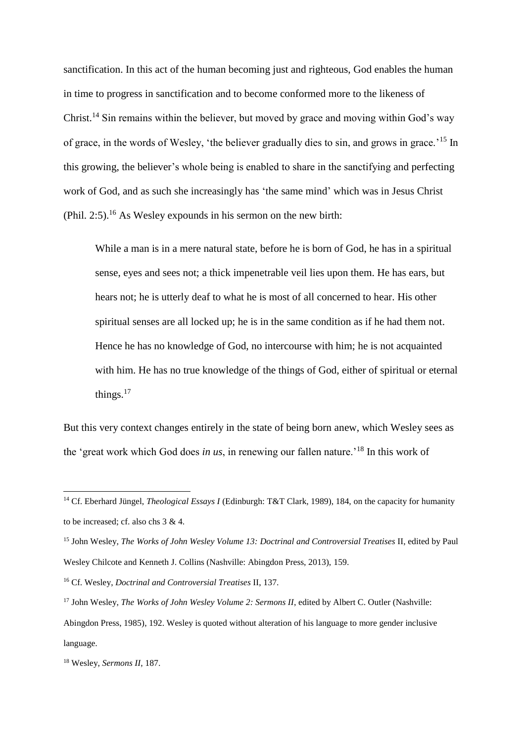sanctification. In this act of the human becoming just and righteous, God enables the human in time to progress in sanctification and to become conformed more to the likeness of Christ.[14] Sin remains within the believer, but moved by grace and moving within God's way of grace, in the words of Wesley, 'the believer gradually dies to sin, and grows in grace.'[15] In this growing, the believer's whole being is enabled to share in the sanctifying and perfecting work of God, and as such she increasingly has 'the same mind' which was in Jesus Christ (Phil. 2:5).[16] As Wesley expounds in his sermon on the new birth:

> While a man is in a mere natural state, before he is born of God, he has in a spiritual sense, eyes and sees not; a thick impenetrable veil lies upon them. He has ears, but hears not; he is utterly deaf to what he is most of all concerned to hear. His other spiritual senses are all locked up; he is in the same condition as if he had them not. Hence he has no knowledge of God, no intercourse with him; he is not acquainted with him. He has no true knowledge of the things of God, either of spiritual or eternal things.[17]

But this very context changes entirely in the state of being born anew, which Wesley sees as the 'great work which God does *in us*, in renewing our fallen nature.'[18] In this work of

---

[14] Cf. Eberhard Jüngel, *Theological Essays I* (Edinburgh: T&T Clark, 1989), 184, on the capacity for humanity to be increased; cf. also chs 3 & 4.

[15] John Wesley, *The Works of John Wesley Volume 13: Doctrinal and Controversial Treatises* II, edited by Paul Wesley Chilcote and Kenneth J. Collins (Nashville: Abingdon Press, 2013), 159.

[16] Cf. Wesley, *Doctrinal and Controversial Treatises* II, 137.

[17] John Wesley, *The Works of John Wesley Volume 2: Sermons II*, edited by Albert C. Outler (Nashville: Abingdon Press, 1985), 192. Wesley is quoted without alteration of his language to more gender inclusive language.

[18] Wesley, *Sermons II*, 187.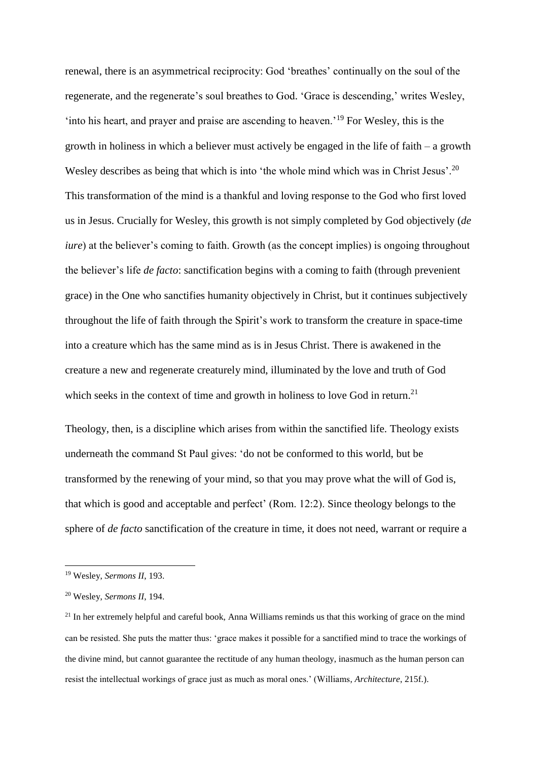renewal, there is an asymmetrical reciprocity: God 'breathes' continually on the soul of the regenerate, and the regenerate's soul breathes to God. 'Grace is descending,' writes Wesley, 'into his heart, and prayer and praise are ascending to heaven.'[19] For Wesley, this is the growth in holiness in which a believer must actively be engaged in the life of faith – a growth Wesley describes as being that which is into 'the whole mind which was in Christ Jesus'.[20] This transformation of the mind is a thankful and loving response to the God who first loved us in Jesus. Crucially for Wesley, this growth is not simply completed by God objectively (*de iure*) at the believer's coming to faith. Growth (as the concept implies) is ongoing throughout the believer's life *de facto*: sanctification begins with a coming to faith (through prevenient grace) in the One who sanctifies humanity objectively in Christ, but it continues subjectively throughout the life of faith through the Spirit's work to transform the creature in space-time into a creature which has the same mind as is in Jesus Christ. There is awakened in the creature a new and regenerate creaturely mind, illuminated by the love and truth of God which seeks in the context of time and growth in holiness to love God in return.[21]

Theology, then, is a discipline which arises from within the sanctified life. Theology exists underneath the command St Paul gives: 'do not be conformed to this world, but be transformed by the renewing of your mind, so that you may prove what the will of God is, that which is good and acceptable and perfect' (Rom. 12:2). Since theology belongs to the sphere of *de facto* sanctification of the creature in time, it does not need, warrant or require a

---

[19] Wesley, *Sermons II*, 193.

[20] Wesley, *Sermons II*, 194.

[21] In her extremely helpful and careful book, Anna Williams reminds us that this working of grace on the mind can be resisted. She puts the matter thus: 'grace makes it possible for a sanctified mind to trace the workings of the divine mind, but cannot guarantee the rectitude of any human theology, inasmuch as the human person can resist the intellectual workings of grace just as much as moral ones.' (Williams, *Architecture*, 215f.).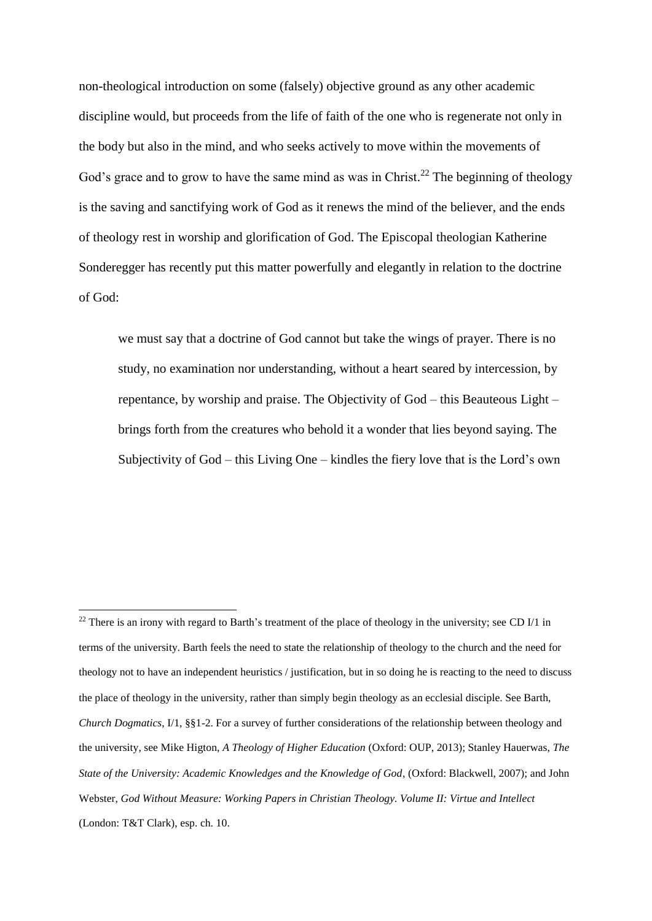non-theological introduction on some (falsely) objective ground as any other academic discipline would, but proceeds from the life of faith of the one who is regenerate not only in the body but also in the mind, and who seeks actively to move within the movements of God's grace and to grow to have the same mind as was in Christ.[22] The beginning of theology is the saving and sanctifying work of God as it renews the mind of the believer, and the ends of theology rest in worship and glorification of God. The Episcopal theologian Katherine Sonderegger has recently put this matter powerfully and elegantly in relation to the doctrine of God:

> we must say that a doctrine of God cannot but take the wings of prayer. There is no study, no examination nor understanding, without a heart seared by intercession, by repentance, by worship and praise. The Objectivity of God – this Beauteous Light – brings forth from the creatures who behold it a wonder that lies beyond saying. The Subjectivity of God – this Living One – kindles the fiery love that is the Lord's own

---

[22] There is an irony with regard to Barth's treatment of the place of theology in the university; see CD I/1 in terms of the university. Barth feels the need to state the relationship of theology to the church and the need for theology not to have an independent heuristics / justification, but in so doing he is reacting to the need to discuss the place of theology in the university, rather than simply begin theology as an ecclesial disciple. See Barth, *Church Dogmatics*, I/1, §§1-2. For a survey of further considerations of the relationship between theology and the university, see Mike Higton, *A Theology of Higher Education* (Oxford: OUP, 2013); Stanley Hauerwas, *The State of the University: Academic Knowledges and the Knowledge of God*, (Oxford: Blackwell, 2007); and John Webster, *God Without Measure: Working Papers in Christian Theology. Volume II: Virtue and Intellect* (London: T&T Clark), esp. ch. 10.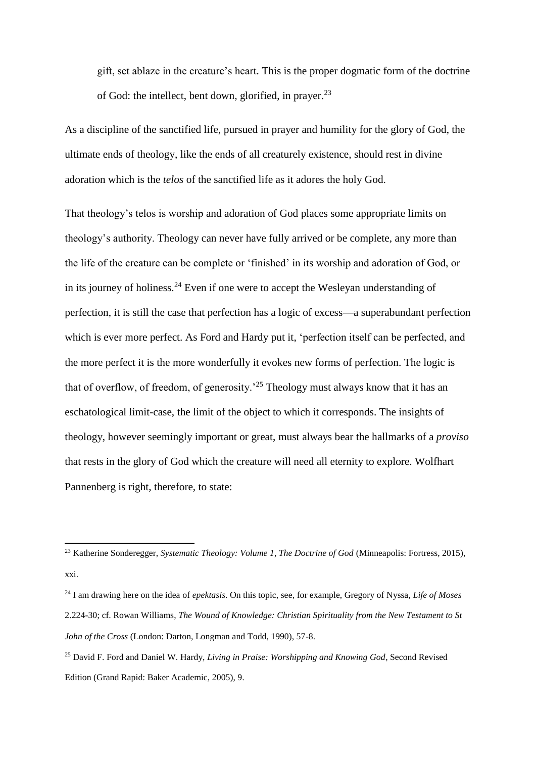> gift, set ablaze in the creature's heart. This is the proper dogmatic form of the doctrine of God: the intellect, bent down, glorified, in prayer.[23]

As a discipline of the sanctified life, pursued in prayer and humility for the glory of God, the ultimate ends of theology, like the ends of all creaturely existence, should rest in divine adoration which is the *telos* of the sanctified life as it adores the holy God.

That theology's telos is worship and adoration of God places some appropriate limits on theology's authority. Theology can never have fully arrived or be complete, any more than the life of the creature can be complete or 'finished' in its worship and adoration of God, or in its journey of holiness.[24] Even if one were to accept the Wesleyan understanding of perfection, it is still the case that perfection has a logic of excess—a superabundant perfection which is ever more perfect. As Ford and Hardy put it, 'perfection itself can be perfected, and the more perfect it is the more wonderfully it evokes new forms of perfection. The logic is that of overflow, of freedom, of generosity.'[25] Theology must always know that it has an eschatological limit-case, the limit of the object to which it corresponds. The insights of theology, however seemingly important or great, must always bear the hallmarks of a *proviso* that rests in the glory of God which the creature will need all eternity to explore. Wolfhart Pannenberg is right, therefore, to state:

---

[23] Katherine Sonderegger, *Systematic Theology: Volume 1, The Doctrine of God* (Minneapolis: Fortress, 2015), xxi.

[24] I am drawing here on the idea of *epektasis*. On this topic, see, for example, Gregory of Nyssa, *Life of Moses* 2.224-30; cf. Rowan Williams, *The Wound of Knowledge: Christian Spirituality from the New Testament to St John of the Cross* (London: Darton, Longman and Todd, 1990), 57-8.

[25] David F. Ford and Daniel W. Hardy, *Living in Praise: Worshipping and Knowing God*, Second Revised Edition (Grand Rapid: Baker Academic, 2005), 9.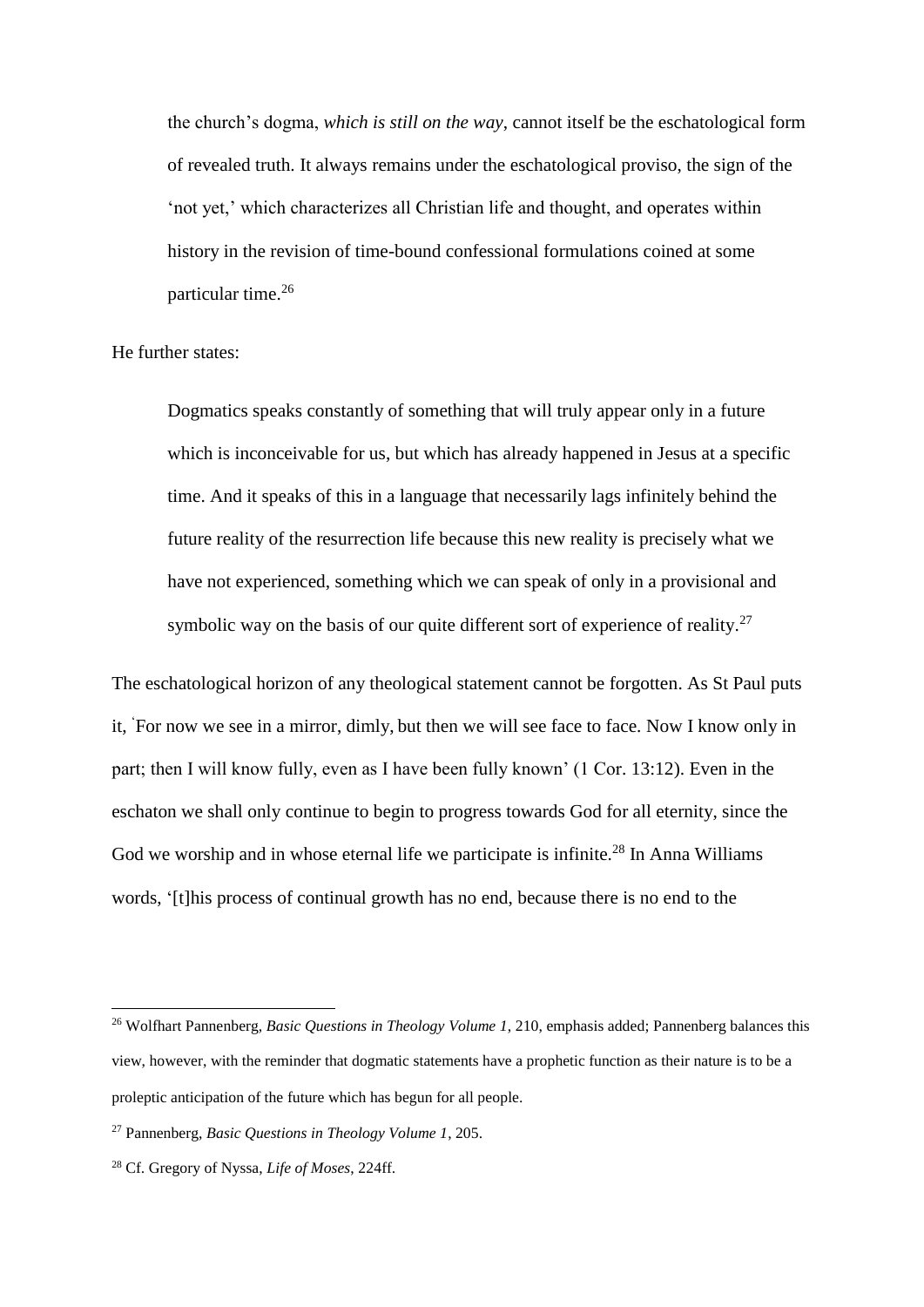> the church's dogma, *which is still on the way*, cannot itself be the eschatological form of revealed truth. It always remains under the eschatological proviso, the sign of the 'not yet,' which characterizes all Christian life and thought, and operates within history in the revision of time-bound confessional formulations coined at some particular time.[26]

He further states:

> Dogmatics speaks constantly of something that will truly appear only in a future which is inconceivable for us, but which has already happened in Jesus at a specific time. And it speaks of this in a language that necessarily lags infinitely behind the future reality of the resurrection life because this new reality is precisely what we have not experienced, something which we can speak of only in a provisional and symbolic way on the basis of our quite different sort of experience of reality.[27]

The eschatological horizon of any theological statement cannot be forgotten. As St Paul puts it, 'For now we see in a mirror, dimly, but then we will see face to face. Now I know only in part; then I will know fully, even as I have been fully known' (1 Cor. 13:12). Even in the eschaton we shall only continue to begin to progress towards God for all eternity, since the God we worship and in whose eternal life we participate is infinite.[28] In Anna Williams words, '[t]his process of continual growth has no end, because there is no end to the

---

[26] Wolfhart Pannenberg, *Basic Questions in Theology Volume 1*, 210, emphasis added; Pannenberg balances this view, however, with the reminder that dogmatic statements have a prophetic function as their nature is to be a proleptic anticipation of the future which has begun for all people.

[27] Pannenberg, *Basic Questions in Theology Volume 1*, 205.

[28] Cf. Gregory of Nyssa, *Life of Moses*, 224ff.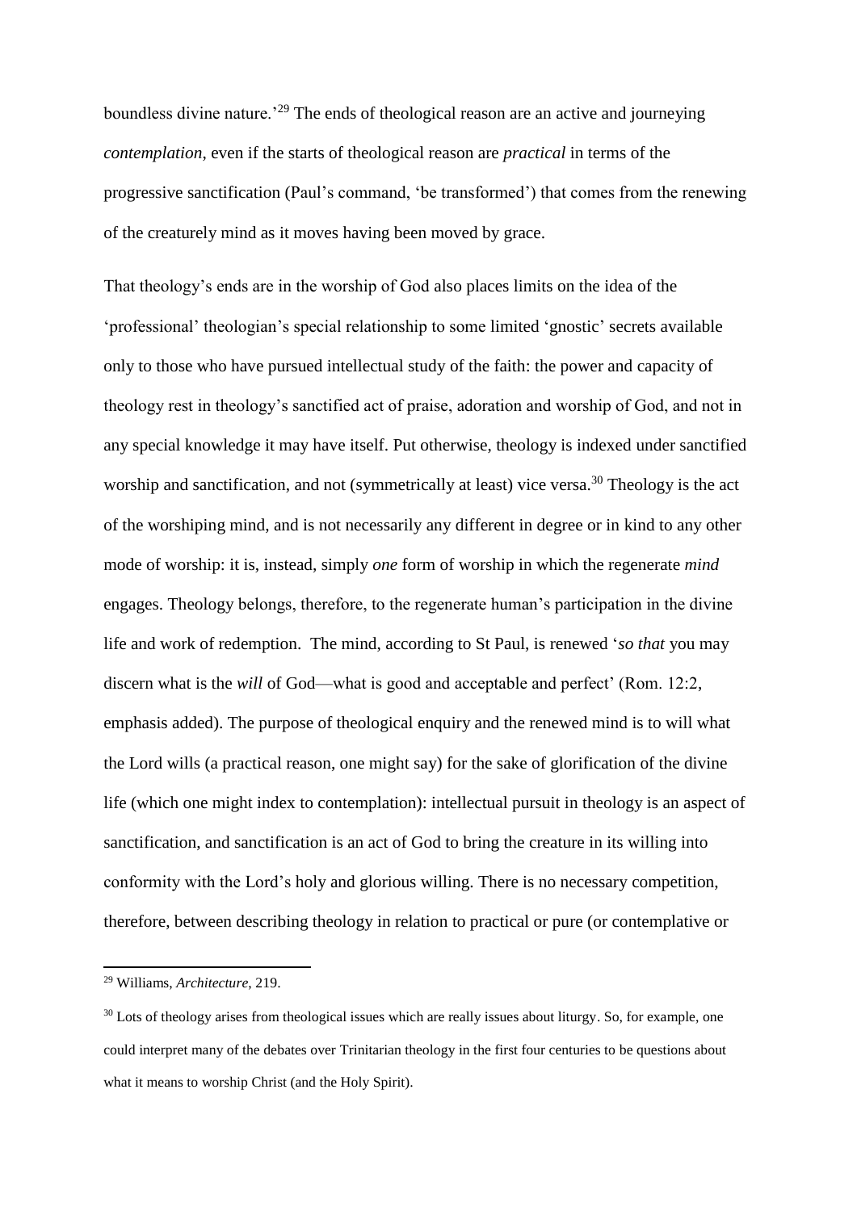boundless divine nature.'[29] The ends of theological reason are an active and journeying *contemplation*, even if the starts of theological reason are *practical* in terms of the progressive sanctification (Paul's command, 'be transformed') that comes from the renewing of the creaturely mind as it moves having been moved by grace.

That theology's ends are in the worship of God also places limits on the idea of the 'professional' theologian's special relationship to some limited 'gnostic' secrets available only to those who have pursued intellectual study of the faith: the power and capacity of theology rest in theology's sanctified act of praise, adoration and worship of God, and not in any special knowledge it may have itself. Put otherwise, theology is indexed under sanctified worship and sanctification, and not (symmetrically at least) vice versa.[30] Theology is the act of the worshiping mind, and is not necessarily any different in degree or in kind to any other mode of worship: it is, instead, simply *one* form of worship in which the regenerate *mind* engages. Theology belongs, therefore, to the regenerate human's participation in the divine life and work of redemption. The mind, according to St Paul, is renewed '*so that* you may discern what is the *will* of God—what is good and acceptable and perfect' (Rom. 12:2, emphasis added). The purpose of theological enquiry and the renewed mind is to will what the Lord wills (a practical reason, one might say) for the sake of glorification of the divine life (which one might index to contemplation): intellectual pursuit in theology is an aspect of sanctification, and sanctification is an act of God to bring the creature in its willing into conformity with the Lord's holy and glorious willing. There is no necessary competition, therefore, between describing theology in relation to practical or pure (or contemplative or

---

[29] Williams, *Architecture*, 219.

[30] Lots of theology arises from theological issues which are really issues about liturgy. So, for example, one could interpret many of the debates over Trinitarian theology in the first four centuries to be questions about what it means to worship Christ (and the Holy Spirit).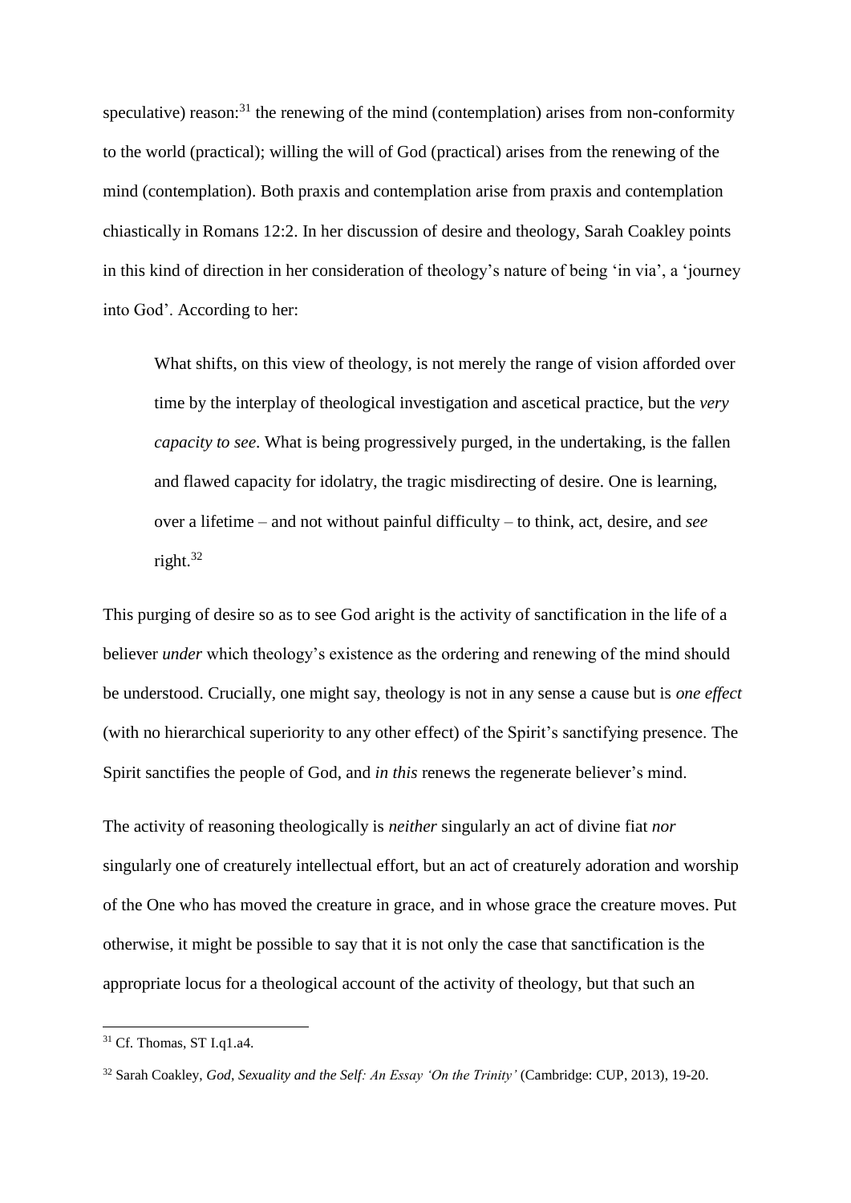speculative) reason:[31] the renewing of the mind (contemplation) arises from non-conformity to the world (practical); willing the will of God (practical) arises from the renewing of the mind (contemplation). Both praxis and contemplation arise from praxis and contemplation chiastically in Romans 12:2. In her discussion of desire and theology, Sarah Coakley points in this kind of direction in her consideration of theology's nature of being 'in via', a 'journey into God'. According to her:

> What shifts, on this view of theology, is not merely the range of vision afforded over time by the interplay of theological investigation and ascetical practice, but the *very capacity to see*. What is being progressively purged, in the undertaking, is the fallen and flawed capacity for idolatry, the tragic misdirecting of desire. One is learning, over a lifetime – and not without painful difficulty – to think, act, desire, and *see* right.[32]

This purging of desire so as to see God aright is the activity of sanctification in the life of a believer *under* which theology's existence as the ordering and renewing of the mind should be understood. Crucially, one might say, theology is not in any sense a cause but is *one effect* (with no hierarchical superiority to any other effect) of the Spirit's sanctifying presence. The Spirit sanctifies the people of God, and *in this* renews the regenerate believer's mind.

The activity of reasoning theologically is *neither* singularly an act of divine fiat *nor* singularly one of creaturely intellectual effort, but an act of creaturely adoration and worship of the One who has moved the creature in grace, and in whose grace the creature moves. Put otherwise, it might be possible to say that it is not only the case that sanctification is the appropriate locus for a theological account of the activity of theology, but that such an

---

[31] Cf. Thomas, ST I.q1.a4.

[32] Sarah Coakley, *God, Sexuality and the Self: An Essay 'On the Trinity'* (Cambridge: CUP, 2013), 19-20.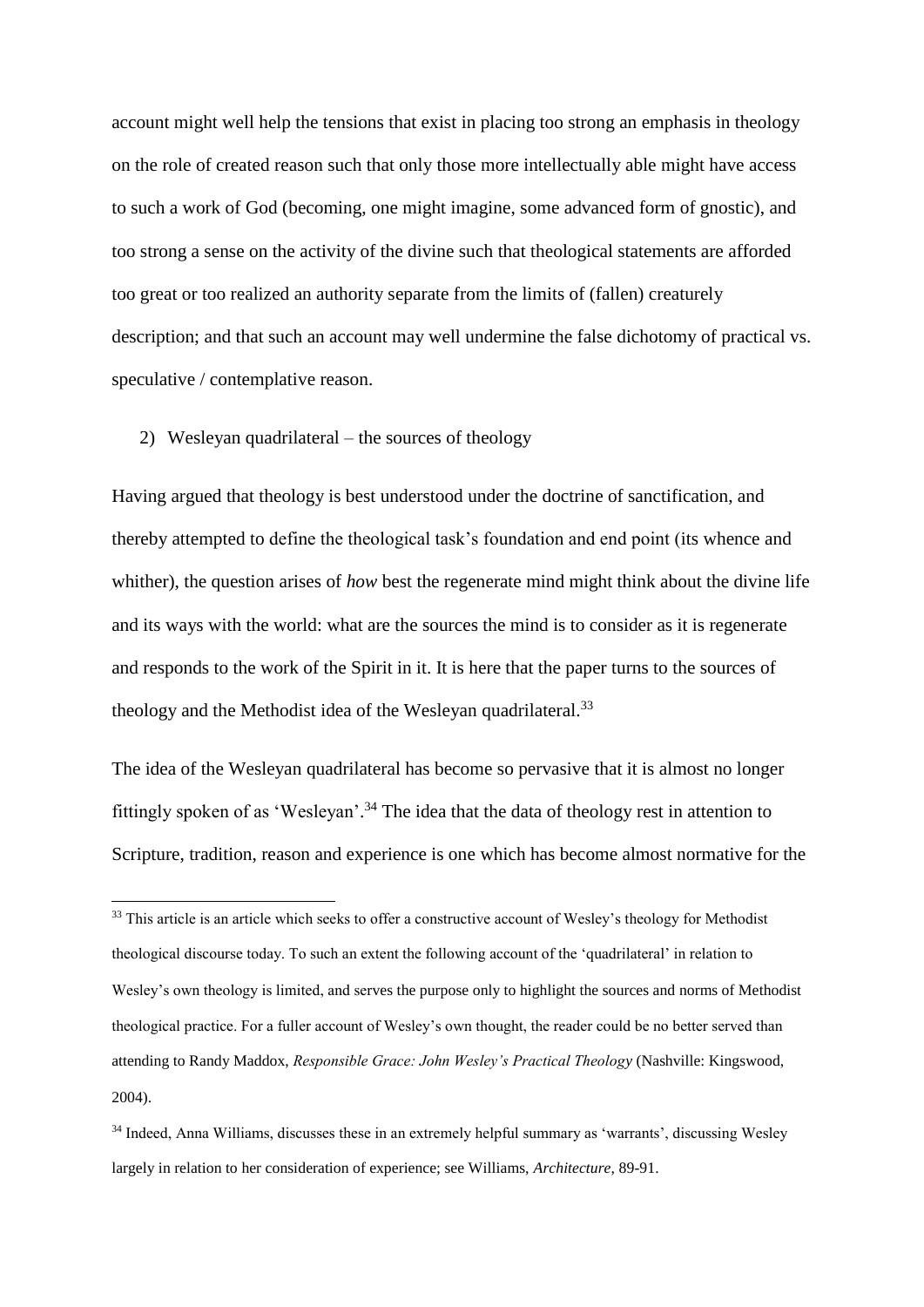account might well help the tensions that exist in placing too strong an emphasis in theology on the role of created reason such that only those more intellectually able might have access to such a work of God (becoming, one might imagine, some advanced form of gnostic), and too strong a sense on the activity of the divine such that theological statements are afforded too great or too realized an authority separate from the limits of (fallen) creaturely description; and that such an account may well undermine the false dichotomy of practical vs. speculative / contemplative reason.

2) Wesleyan quadrilateral – the sources of theology

Having argued that theology is best understood under the doctrine of sanctification, and thereby attempted to define the theological task's foundation and end point (its whence and whither), the question arises of *how* best the regenerate mind might think about the divine life and its ways with the world: what are the sources the mind is to consider as it is regenerate and responds to the work of the Spirit in it. It is here that the paper turns to the sources of theology and the Methodist idea of the Wesleyan quadrilateral.[33]

The idea of the Wesleyan quadrilateral has become so pervasive that it is almost no longer fittingly spoken of as 'Wesleyan'.[34] The idea that the data of theology rest in attention to Scripture, tradition, reason and experience is one which has become almost normative for the

---

[33] This article is an article which seeks to offer a constructive account of Wesley's theology for Methodist theological discourse today. To such an extent the following account of the 'quadrilateral' in relation to Wesley's own theology is limited, and serves the purpose only to highlight the sources and norms of Methodist theological practice. For a fuller account of Wesley's own thought, the reader could be no better served than attending to Randy Maddox, *Responsible Grace: John Wesley's Practical Theology* (Nashville: Kingswood, 2004).

[34] Indeed, Anna Williams, discusses these in an extremely helpful summary as 'warrants', discussing Wesley largely in relation to her consideration of experience; see Williams, *Architecture*, 89-91.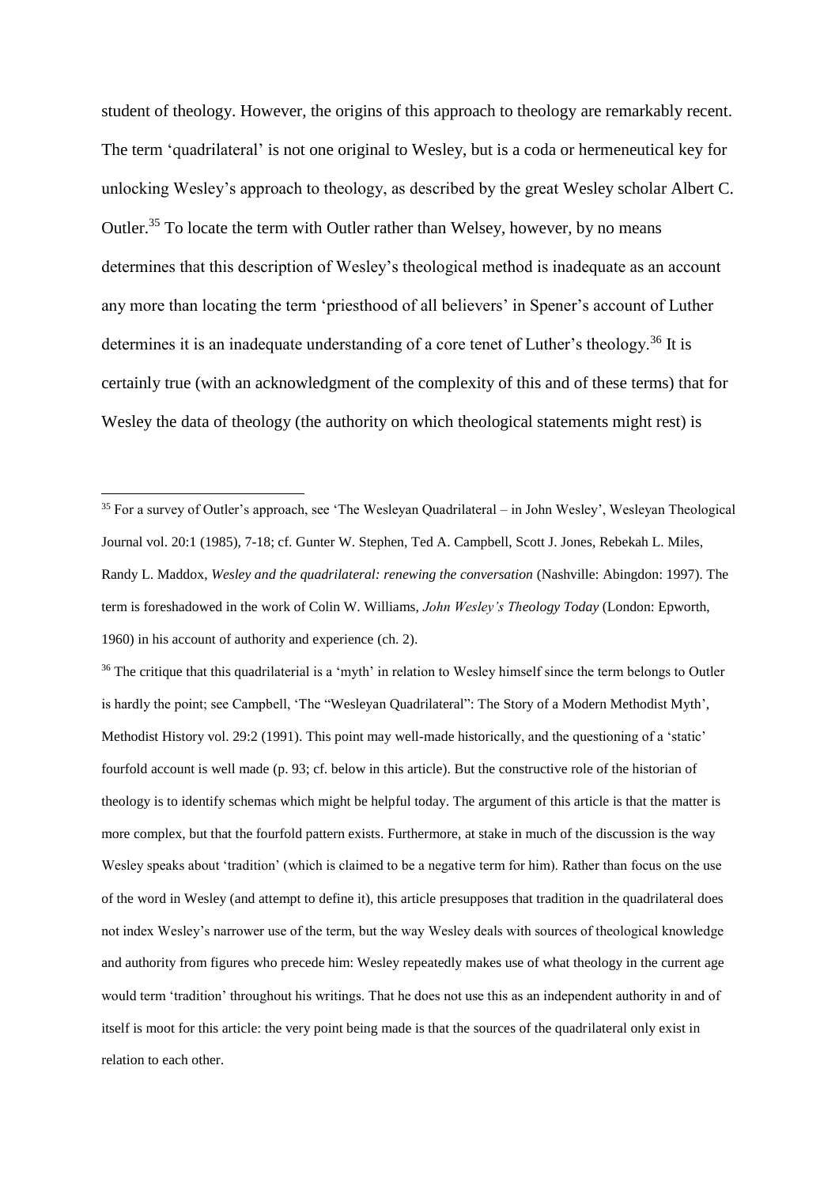student of theology. However, the origins of this approach to theology are remarkably recent. The term 'quadrilateral' is not one original to Wesley, but is a coda or hermeneutical key for unlocking Wesley's approach to theology, as described by the great Wesley scholar Albert C. Outler.[35] To locate the term with Outler rather than Welsey, however, by no means determines that this description of Wesley's theological method is inadequate as an account any more than locating the term 'priesthood of all believers' in Spener's account of Luther determines it is an inadequate understanding of a core tenet of Luther's theology.[36] It is certainly true (with an acknowledgment of the complexity of this and of these terms) that for Wesley the data of theology (the authority on which theological statements might rest) is

---

[35] For a survey of Outler's approach, see 'The Wesleyan Quadrilateral – in John Wesley', Wesleyan Theological Journal vol. 20:1 (1985), 7-18; cf. Gunter W. Stephen, Ted A. Campbell, Scott J. Jones, Rebekah L. Miles, Randy L. Maddox, *Wesley and the quadrilateral: renewing the conversation* (Nashville: Abingdon: 1997). The term is foreshadowed in the work of Colin W. Williams, *John Wesley's Theology Today* (London: Epworth, 1960) in his account of authority and experience (ch. 2).

[36] The critique that this quadrilaterial is a 'myth' in relation to Wesley himself since the term belongs to Outler is hardly the point; see Campbell, 'The "Wesleyan Quadrilateral": The Story of a Modern Methodist Myth', Methodist History vol. 29:2 (1991). This point may well-made historically, and the questioning of a 'static' fourfold account is well made (p. 93; cf. below in this article). But the constructive role of the historian of theology is to identify schemas which might be helpful today. The argument of this article is that the matter is more complex, but that the fourfold pattern exists. Furthermore, at stake in much of the discussion is the way Wesley speaks about 'tradition' (which is claimed to be a negative term for him). Rather than focus on the use of the word in Wesley (and attempt to define it), this article presupposes that tradition in the quadrilateral does not index Wesley's narrower use of the term, but the way Wesley deals with sources of theological knowledge and authority from figures who precede him: Wesley repeatedly makes use of what theology in the current age would term 'tradition' throughout his writings. That he does not use this as an independent authority in and of itself is moot for this article: the very point being made is that the sources of the quadrilateral only exist in relation to each other.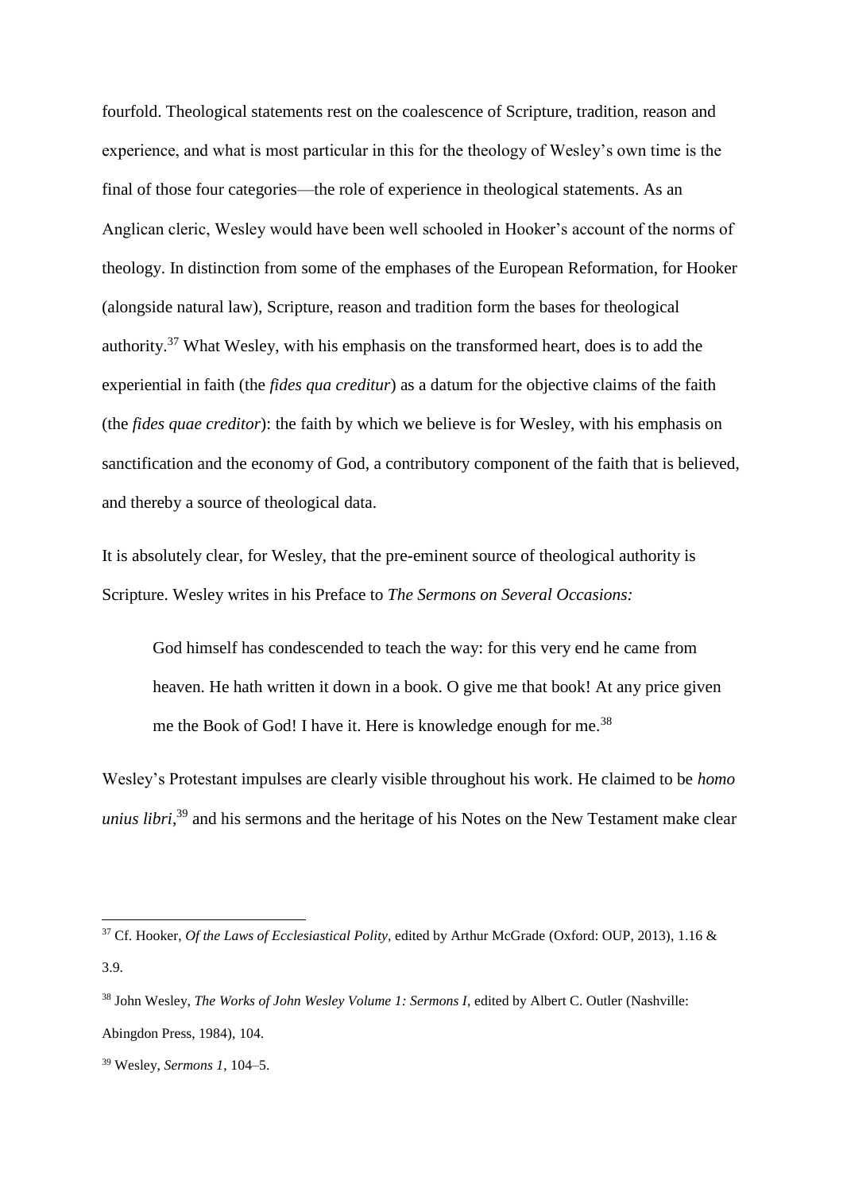fourfold. Theological statements rest on the coalescence of Scripture, tradition, reason and experience, and what is most particular in this for the theology of Wesley's own time is the final of those four categories—the role of experience in theological statements. As an Anglican cleric, Wesley would have been well schooled in Hooker's account of the norms of theology. In distinction from some of the emphases of the European Reformation, for Hooker (alongside natural law), Scripture, reason and tradition form the bases for theological authority.[37] What Wesley, with his emphasis on the transformed heart, does is to add the experiential in faith (the *fides qua creditur*) as a datum for the objective claims of the faith (the *fides quae creditor*): the faith by which we believe is for Wesley, with his emphasis on sanctification and the economy of God, a contributory component of the faith that is believed, and thereby a source of theological data.

It is absolutely clear, for Wesley, that the pre-eminent source of theological authority is Scripture. Wesley writes in his Preface to *The Sermons on Several Occasions:*

> God himself has condescended to teach the way: for this very end he came from heaven. He hath written it down in a book. O give me that book! At any price given me the Book of God! I have it. Here is knowledge enough for me.[38]

Wesley's Protestant impulses are clearly visible throughout his work. He claimed to be *homo unius libri*,[39] and his sermons and the heritage of his Notes on the New Testament make clear

---

[37] Cf. Hooker, *Of the Laws of Ecclesiastical Polity*, edited by Arthur McGrade (Oxford: OUP, 2013), 1.16 & 3.9.

[38] John Wesley, *The Works of John Wesley Volume 1: Sermons I*, edited by Albert C. Outler (Nashville: Abingdon Press, 1984), 104.

[39] Wesley, *Sermons 1*, 104–5.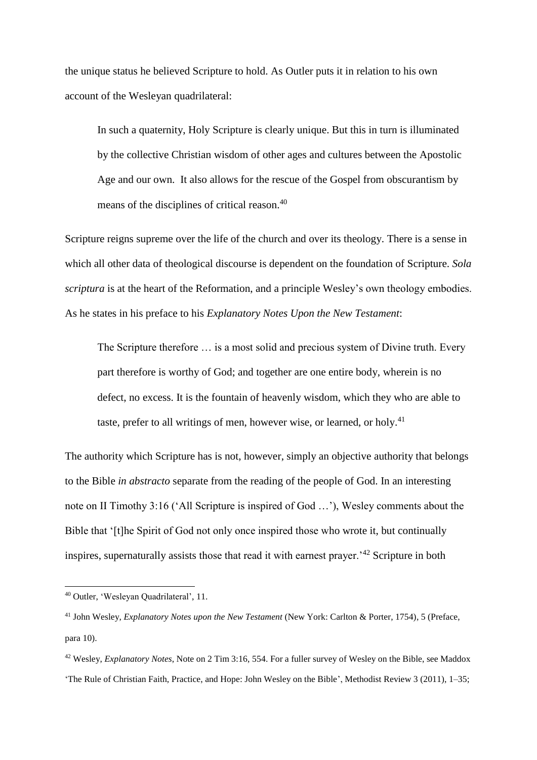the unique status he believed Scripture to hold. As Outler puts it in relation to his own account of the Wesleyan quadrilateral:

> In such a quaternity, Holy Scripture is clearly unique. But this in turn is illuminated by the collective Christian wisdom of other ages and cultures between the Apostolic Age and our own. It also allows for the rescue of the Gospel from obscurantism by means of the disciplines of critical reason.[40]

Scripture reigns supreme over the life of the church and over its theology. There is a sense in which all other data of theological discourse is dependent on the foundation of Scripture. *Sola scriptura* is at the heart of the Reformation, and a principle Wesley's own theology embodies. As he states in his preface to his *Explanatory Notes Upon the New Testament*:

> The Scripture therefore … is a most solid and precious system of Divine truth. Every part therefore is worthy of God; and together are one entire body, wherein is no defect, no excess. It is the fountain of heavenly wisdom, which they who are able to taste, prefer to all writings of men, however wise, or learned, or holy.[41]

The authority which Scripture has is not, however, simply an objective authority that belongs to the Bible *in abstracto* separate from the reading of the people of God. In an interesting note on II Timothy 3:16 ('All Scripture is inspired of God …'), Wesley comments about the Bible that '[t]he Spirit of God not only once inspired those who wrote it, but continually inspires, supernaturally assists those that read it with earnest prayer.'[42] Scripture in both

---

[40] Outler, 'Wesleyan Quadrilateral', 11.

[41] John Wesley, *Explanatory Notes upon the New Testament* (New York: Carlton & Porter, 1754), 5 (Preface, para 10).

[42] Wesley, *Explanatory Notes*, Note on 2 Tim 3:16, 554. For a fuller survey of Wesley on the Bible, see Maddox 'The Rule of Christian Faith, Practice, and Hope: John Wesley on the Bible', Methodist Review 3 (2011), 1–35;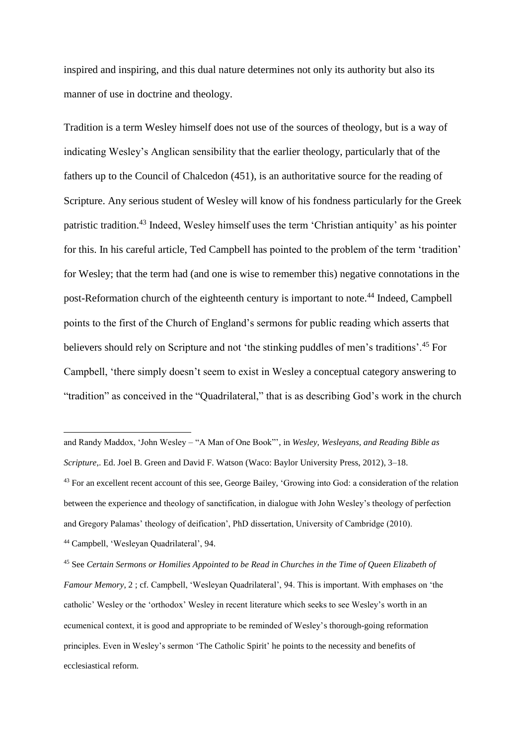inspired and inspiring, and this dual nature determines not only its authority but also its manner of use in doctrine and theology.

Tradition is a term Wesley himself does not use of the sources of theology, but is a way of indicating Wesley's Anglican sensibility that the earlier theology, particularly that of the fathers up to the Council of Chalcedon (451), is an authoritative source for the reading of Scripture. Any serious student of Wesley will know of his fondness particularly for the Greek patristic tradition.[43] Indeed, Wesley himself uses the term 'Christian antiquity' as his pointer for this. In his careful article, Ted Campbell has pointed to the problem of the term 'tradition' for Wesley; that the term had (and one is wise to remember this) negative connotations in the post-Reformation church of the eighteenth century is important to note.[44] Indeed, Campbell points to the first of the Church of England's sermons for public reading which asserts that believers should rely on Scripture and not 'the stinking puddles of men's traditions'.[45] For Campbell, 'there simply doesn't seem to exist in Wesley a conceptual category answering to "tradition" as conceived in the "Quadrilateral," that is as describing God's work in the church

---

and Randy Maddox, 'John Wesley – "A Man of One Book"', in *Wesley, Wesleyans, and Reading Bible as Scripture,*. Ed. Joel B. Green and David F. Watson (Waco: Baylor University Press, 2012), 3–18.

[43] For an excellent recent account of this see, George Bailey, 'Growing into God: a consideration of the relation between the experience and theology of sanctification, in dialogue with John Wesley's theology of perfection and Gregory Palamas' theology of deification', PhD dissertation, University of Cambridge (2010).

[44] Campbell, 'Wesleyan Quadrilateral', 94.

[45] See *Certain Sermons or Homilies Appointed to be Read in Churches in the Time of Queen Elizabeth of Famour Memory*, 2 ; cf. Campbell, 'Wesleyan Quadrilateral', 94. This is important. With emphases on 'the catholic' Wesley or the 'orthodox' Wesley in recent literature which seeks to see Wesley's worth in an ecumenical context, it is good and appropriate to be reminded of Wesley's thorough-going reformation principles. Even in Wesley's sermon 'The Catholic Spirit' he points to the necessity and benefits of ecclesiastical reform.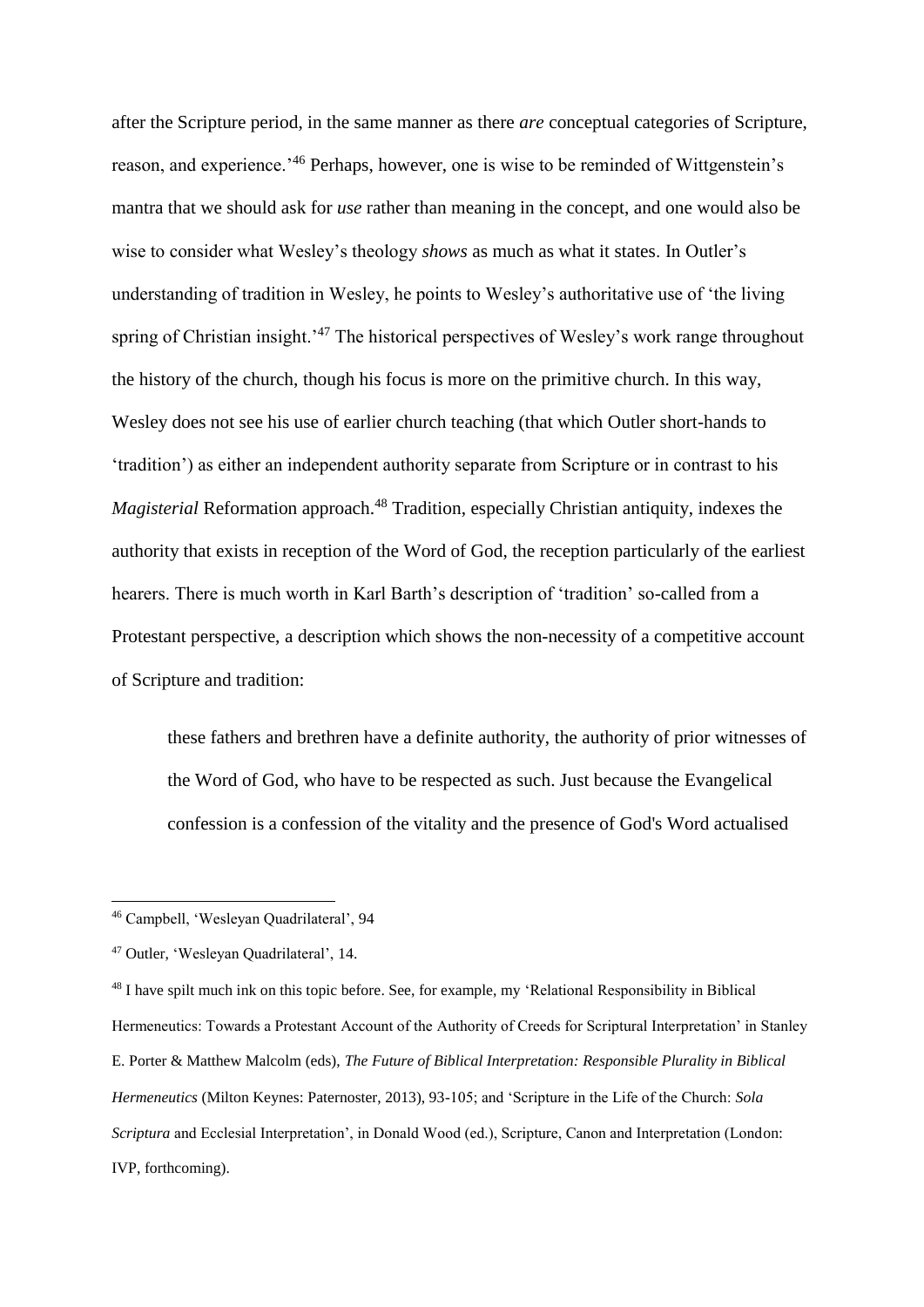after the Scripture period, in the same manner as there *are* conceptual categories of Scripture, reason, and experience.'[46] Perhaps, however, one is wise to be reminded of Wittgenstein's mantra that we should ask for *use* rather than meaning in the concept, and one would also be wise to consider what Wesley's theology *shows* as much as what it states. In Outler's understanding of tradition in Wesley, he points to Wesley's authoritative use of 'the living spring of Christian insight.'[47] The historical perspectives of Wesley's work range throughout the history of the church, though his focus is more on the primitive church. In this way, Wesley does not see his use of earlier church teaching (that which Outler short-hands to 'tradition') as either an independent authority separate from Scripture or in contrast to his *Magisterial* Reformation approach.[48] Tradition, especially Christian antiquity, indexes the authority that exists in reception of the Word of God, the reception particularly of the earliest hearers. There is much worth in Karl Barth's description of 'tradition' so-called from a Protestant perspective, a description which shows the non-necessity of a competitive account of Scripture and tradition:

> these fathers and brethren have a definite authority, the authority of prior witnesses of the Word of God, who have to be respected as such. Just because the Evangelical confession is a confession of the vitality and the presence of God's Word actualised

---

[46] Campbell, 'Wesleyan Quadrilateral', 94

[47] Outler, 'Wesleyan Quadrilateral', 14.

[48] I have spilt much ink on this topic before. See, for example, my 'Relational Responsibility in Biblical Hermeneutics: Towards a Protestant Account of the Authority of Creeds for Scriptural Interpretation' in Stanley E. Porter & Matthew Malcolm (eds), *The Future of Biblical Interpretation: Responsible Plurality in Biblical Hermeneutics* (Milton Keynes: Paternoster, 2013), 93-105; and 'Scripture in the Life of the Church: *Sola Scriptura* and Ecclesial Interpretation', in Donald Wood (ed.), Scripture, Canon and Interpretation (London: IVP, forthcoming).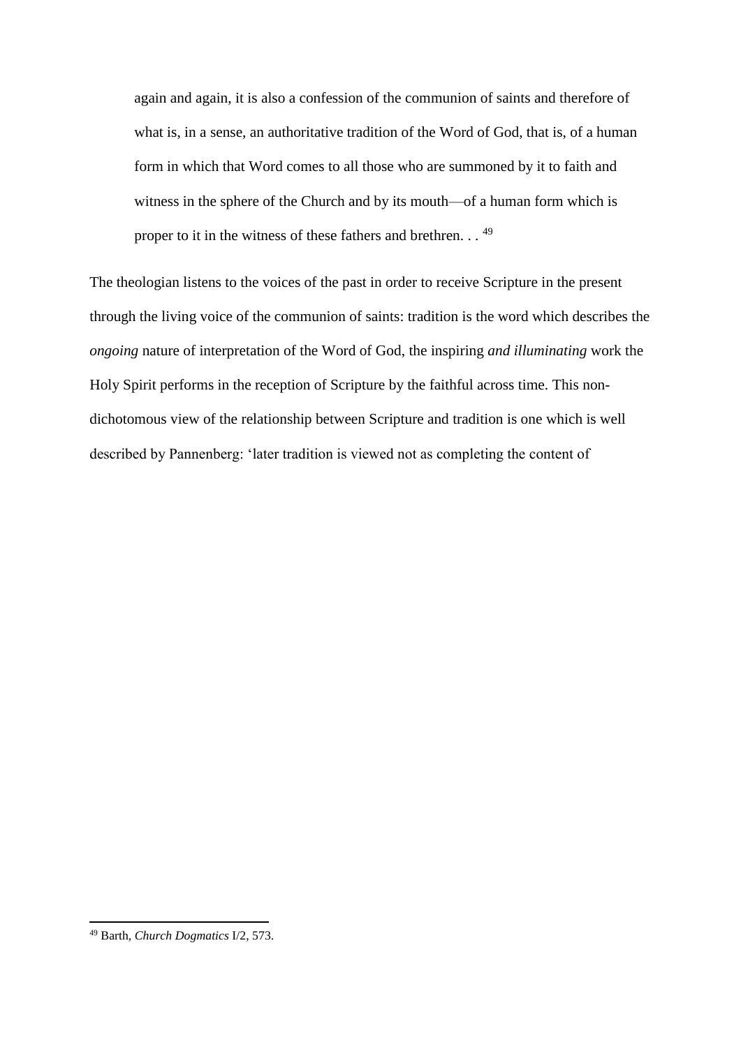> again and again, it is also a confession of the communion of saints and therefore of what is, in a sense, an authoritative tradition of the Word of God, that is, of a human form in which that Word comes to all those who are summoned by it to faith and witness in the sphere of the Church and by its mouth—of a human form which is proper to it in the witness of these fathers and brethren. . . [49]

The theologian listens to the voices of the past in order to receive Scripture in the present through the living voice of the communion of saints: tradition is the word which describes the *ongoing* nature of interpretation of the Word of God, the inspiring *and illuminating* work the Holy Spirit performs in the reception of Scripture by the faithful across time. This non-dichotomous view of the relationship between Scripture and tradition is one which is well described by Pannenberg: 'later tradition is viewed not as completing the content of

---

[49] Barth, *Church Dogmatics* I/2, 573.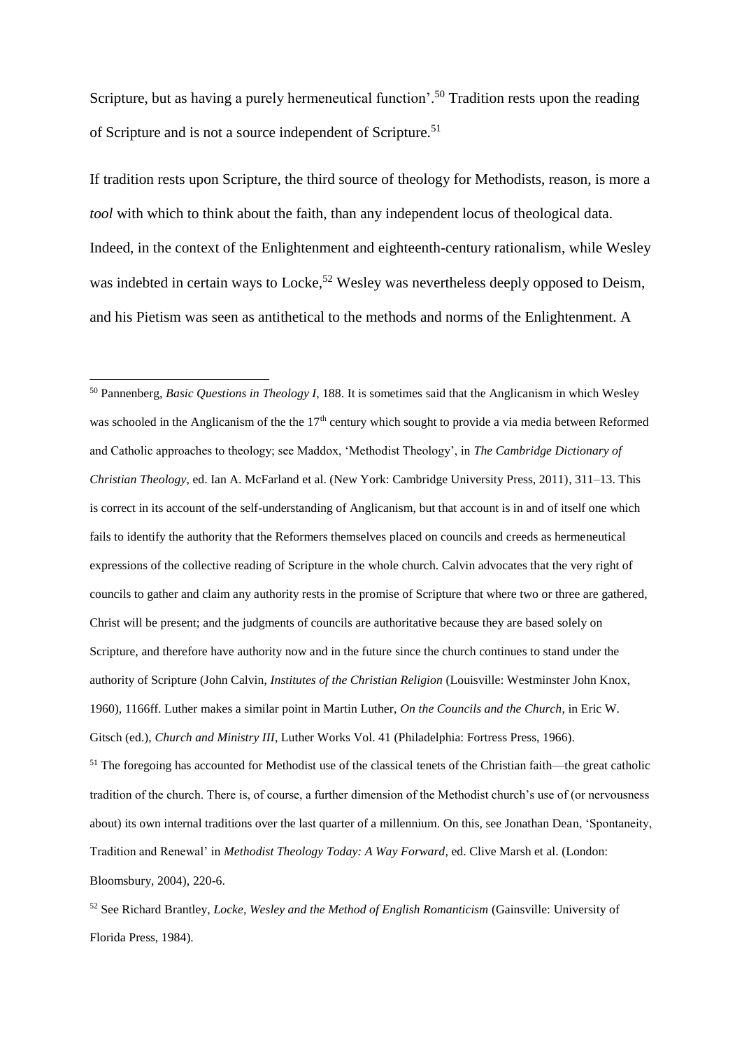Scripture, but as having a purely hermeneutical function'.[50] Tradition rests upon the reading of Scripture and is not a source independent of Scripture.[51]

If tradition rests upon Scripture, the third source of theology for Methodists, reason, is more a *tool* with which to think about the faith, than any independent locus of theological data. Indeed, in the context of the Enlightenment and eighteenth-century rationalism, while Wesley was indebted in certain ways to Locke,[52] Wesley was nevertheless deeply opposed to Deism, and his Pietism was seen as antithetical to the methods and norms of the Enlightenment. A

---

[50] Pannenberg, *Basic Questions in Theology I*, 188. It is sometimes said that the Anglicanism in which Wesley was schooled in the Anglicanism of the the 17th century which sought to provide a via media between Reformed and Catholic approaches to theology; see Maddox, 'Methodist Theology', in *The Cambridge Dictionary of Christian Theology*, ed. Ian A. McFarland et al. (New York: Cambridge University Press, 2011), 311–13. This is correct in its account of the self-understanding of Anglicanism, but that account is in and of itself one which fails to identify the authority that the Reformers themselves placed on councils and creeds as hermeneutical expressions of the collective reading of Scripture in the whole church. Calvin advocates that the very right of councils to gather and claim any authority rests in the promise of Scripture that where two or three are gathered, Christ will be present; and the judgments of councils are authoritative because they are based solely on Scripture, and therefore have authority now and in the future since the church continues to stand under the authority of Scripture (John Calvin, *Institutes of the Christian Religion* (Louisville: Westminster John Knox, 1960), 1166ff. Luther makes a similar point in Martin Luther, *On the Councils and the Church*, in Eric W. Gitsch (ed.), *Church and Ministry III*, Luther Works Vol. 41 (Philadelphia: Fortress Press, 1966).

[51] The foregoing has accounted for Methodist use of the classical tenets of the Christian faith—the great catholic tradition of the church. There is, of course, a further dimension of the Methodist church's use of (or nervousness about) its own internal traditions over the last quarter of a millennium. On this, see Jonathan Dean, 'Spontaneity, Tradition and Renewal' in *Methodist Theology Today: A Way Forward*, ed. Clive Marsh et al. (London: Bloomsbury, 2004), 220-6.

[52] See Richard Brantley, *Locke, Wesley and the Method of English Romanticism* (Gainsville: University of Florida Press, 1984).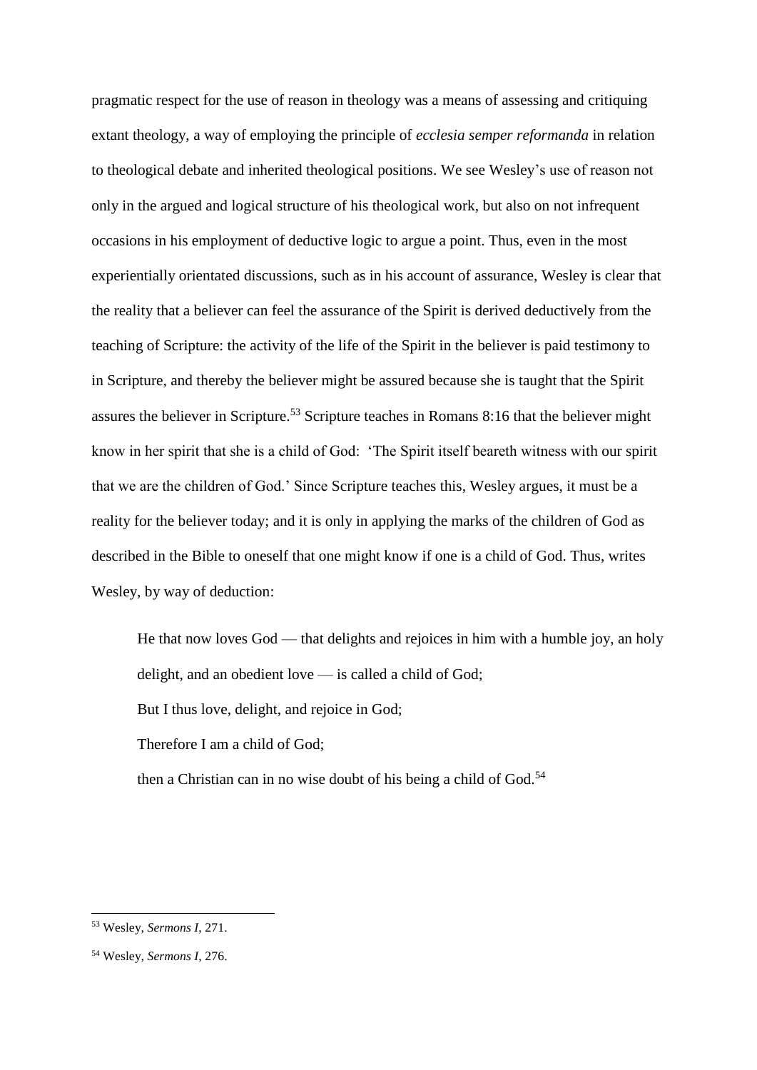pragmatic respect for the use of reason in theology was a means of assessing and critiquing extant theology, a way of employing the principle of *ecclesia semper reformanda* in relation to theological debate and inherited theological positions. We see Wesley's use of reason not only in the argued and logical structure of his theological work, but also on not infrequent occasions in his employment of deductive logic to argue a point. Thus, even in the most experientially orientated discussions, such as in his account of assurance, Wesley is clear that the reality that a believer can feel the assurance of the Spirit is derived deductively from the teaching of Scripture: the activity of the life of the Spirit in the believer is paid testimony to in Scripture, and thereby the believer might be assured because she is taught that the Spirit assures the believer in Scripture.[53] Scripture teaches in Romans 8:16 that the believer might know in her spirit that she is a child of God: 'The Spirit itself beareth witness with our spirit that we are the children of God.' Since Scripture teaches this, Wesley argues, it must be a reality for the believer today; and it is only in applying the marks of the children of God as described in the Bible to oneself that one might know if one is a child of God. Thus, writes Wesley, by way of deduction:

> He that now loves God — that delights and rejoices in him with a humble joy, an holy delight, and an obedient love — is called a child of God;
>
> But I thus love, delight, and rejoice in God;
>
> Therefore I am a child of God;
>
> then a Christian can in no wise doubt of his being a child of God.[54]

---

[53] Wesley, *Sermons I*, 271.

[54] Wesley, *Sermons I*, 276.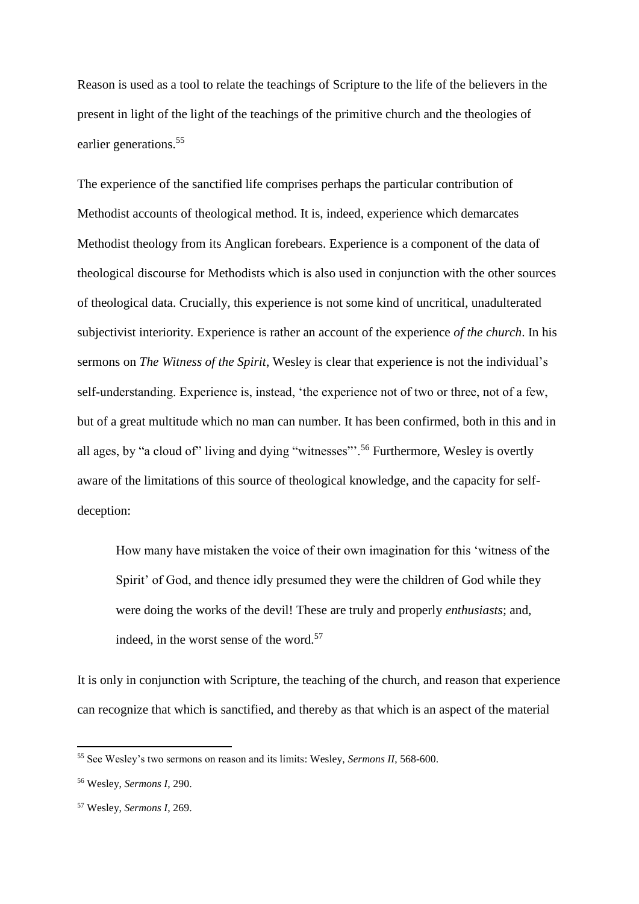Reason is used as a tool to relate the teachings of Scripture to the life of the believers in the present in light of the light of the teachings of the primitive church and the theologies of earlier generations.[55]

The experience of the sanctified life comprises perhaps the particular contribution of Methodist accounts of theological method. It is, indeed, experience which demarcates Methodist theology from its Anglican forebears. Experience is a component of the data of theological discourse for Methodists which is also used in conjunction with the other sources of theological data. Crucially, this experience is not some kind of uncritical, unadulterated subjectivist interiority. Experience is rather an account of the experience *of the church*. In his sermons on *The Witness of the Spirit*, Wesley is clear that experience is not the individual's self-understanding. Experience is, instead, 'the experience not of two or three, not of a few, but of a great multitude which no man can number. It has been confirmed, both in this and in all ages, by "a cloud of" living and dying "witnesses"'.[56] Furthermore, Wesley is overtly aware of the limitations of this source of theological knowledge, and the capacity for self-deception:

> How many have mistaken the voice of their own imagination for this 'witness of the Spirit' of God, and thence idly presumed they were the children of God while they were doing the works of the devil! These are truly and properly *enthusiasts*; and, indeed, in the worst sense of the word.[57]

It is only in conjunction with Scripture, the teaching of the church, and reason that experience can recognize that which is sanctified, and thereby as that which is an aspect of the material

---

[55] See Wesley's two sermons on reason and its limits: Wesley, *Sermons II*, 568-600.

[56] Wesley, *Sermons I*, 290.

[57] Wesley, *Sermons I*, 269.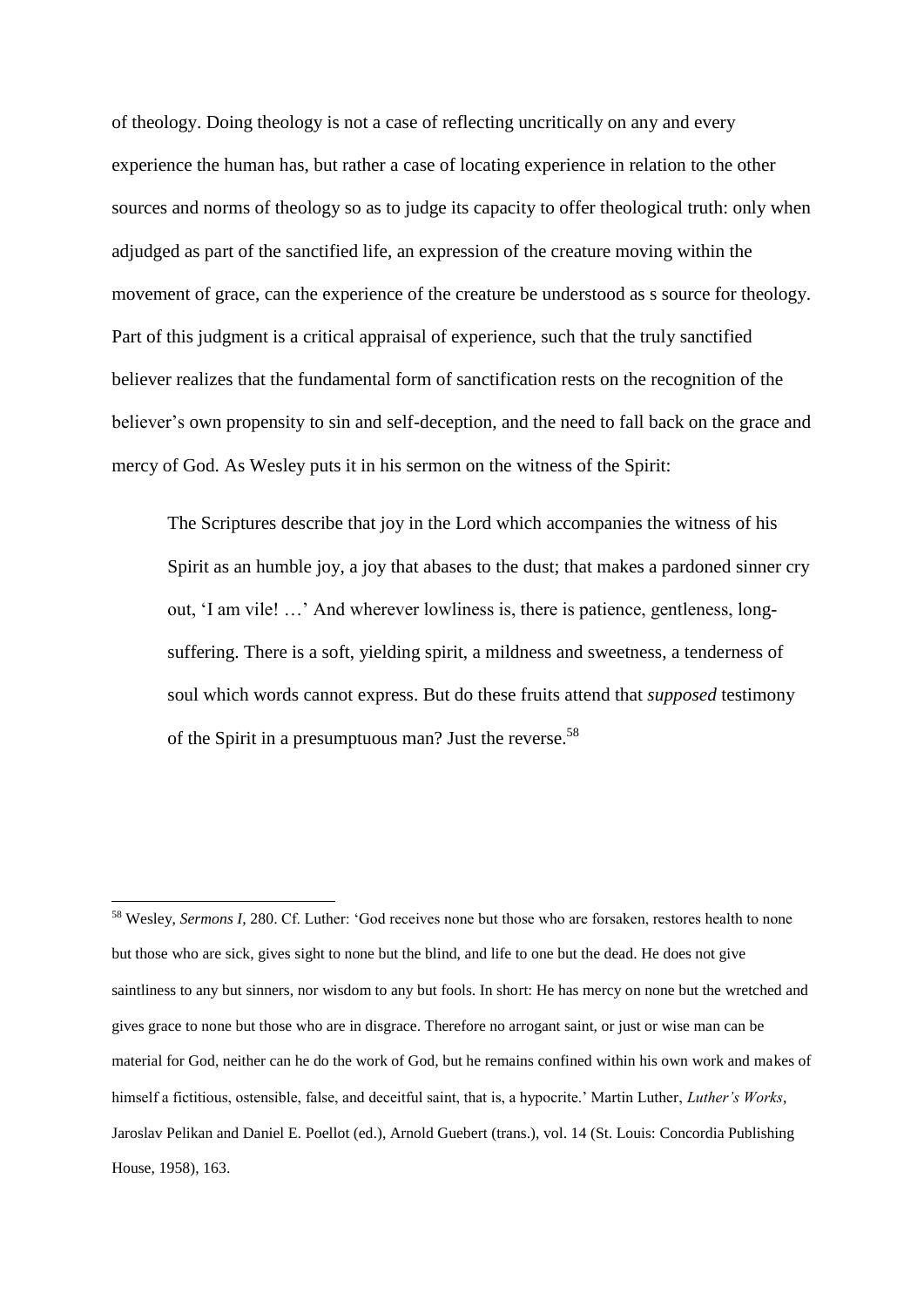of theology. Doing theology is not a case of reflecting uncritically on any and every experience the human has, but rather a case of locating experience in relation to the other sources and norms of theology so as to judge its capacity to offer theological truth: only when adjudged as part of the sanctified life, an expression of the creature moving within the movement of grace, can the experience of the creature be understood as s source for theology. Part of this judgment is a critical appraisal of experience, such that the truly sanctified believer realizes that the fundamental form of sanctification rests on the recognition of the believer's own propensity to sin and self-deception, and the need to fall back on the grace and mercy of God. As Wesley puts it in his sermon on the witness of the Spirit:

> The Scriptures describe that joy in the Lord which accompanies the witness of his Spirit as an humble joy, a joy that abases to the dust; that makes a pardoned sinner cry out, 'I am vile! …' And wherever lowliness is, there is patience, gentleness, long-suffering. There is a soft, yielding spirit, a mildness and sweetness, a tenderness of soul which words cannot express. But do these fruits attend that *supposed* testimony of the Spirit in a presumptuous man? Just the reverse.[58]

---

[58] Wesley, *Sermons I*, 280. Cf. Luther: 'God receives none but those who are forsaken, restores health to none but those who are sick, gives sight to none but the blind, and life to one but the dead. He does not give saintliness to any but sinners, nor wisdom to any but fools. In short: He has mercy on none but the wretched and gives grace to none but those who are in disgrace. Therefore no arrogant saint, or just or wise man can be material for God, neither can he do the work of God, but he remains confined within his own work and makes of himself a fictitious, ostensible, false, and deceitful saint, that is, a hypocrite.' Martin Luther, *Luther's Works*, Jaroslav Pelikan and Daniel E. Poellot (ed.), Arnold Guebert (trans.), vol. 14 (St. Louis: Concordia Publishing House, 1958), 163.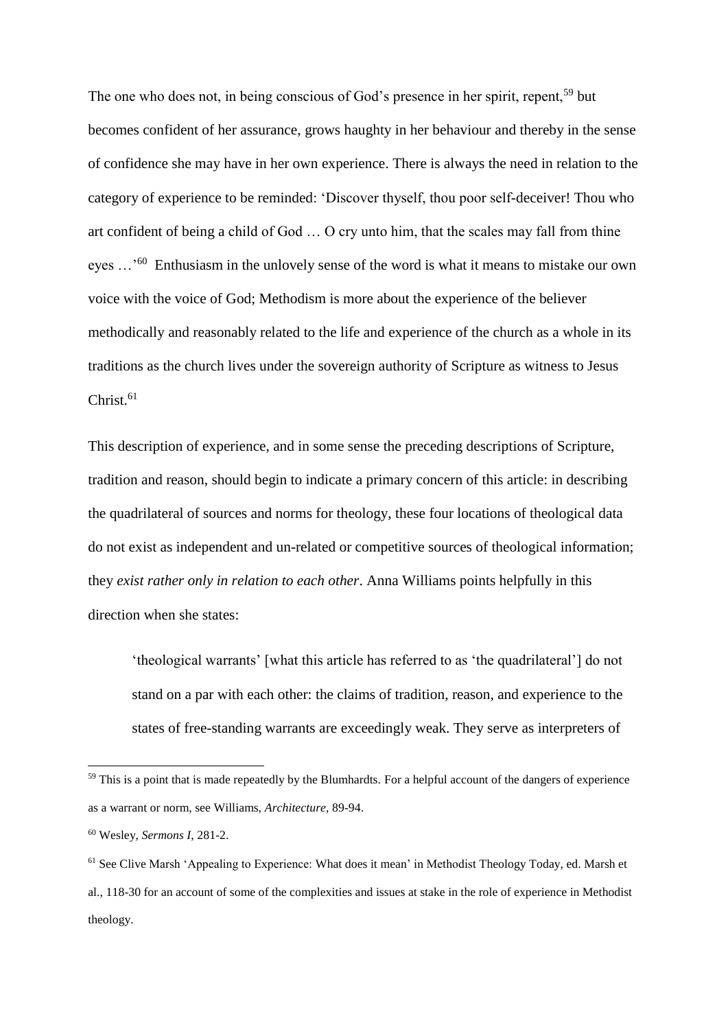The one who does not, in being conscious of God's presence in her spirit, repent,[59] but becomes confident of her assurance, grows haughty in her behaviour and thereby in the sense of confidence she may have in her own experience. There is always the need in relation to the category of experience to be reminded: 'Discover thyself, thou poor self-deceiver! Thou who art confident of being a child of God … O cry unto him, that the scales may fall from thine eyes …'[60] Enthusiasm in the unlovely sense of the word is what it means to mistake our own voice with the voice of God; Methodism is more about the experience of the believer methodically and reasonably related to the life and experience of the church as a whole in its traditions as the church lives under the sovereign authority of Scripture as witness to Jesus Christ.[61]

This description of experience, and in some sense the preceding descriptions of Scripture, tradition and reason, should begin to indicate a primary concern of this article: in describing the quadrilateral of sources and norms for theology, these four locations of theological data do not exist as independent and un-related or competitive sources of theological information; they *exist rather only in relation to each other*. Anna Williams points helpfully in this direction when she states:

> 'theological warrants' [what this article has referred to as 'the quadrilateral'] do not stand on a par with each other: the claims of tradition, reason, and experience to the states of free-standing warrants are exceedingly weak. They serve as interpreters of

---

[59] This is a point that is made repeatedly by the Blumhardts. For a helpful account of the dangers of experience as a warrant or norm, see Williams, *Architecture*, 89-94.

[60] Wesley, *Sermons I*, 281-2.

[61] See Clive Marsh 'Appealing to Experience: What does it mean' in Methodist Theology Today, ed. Marsh et al., 118-30 for an account of some of the complexities and issues at stake in the role of experience in Methodist theology.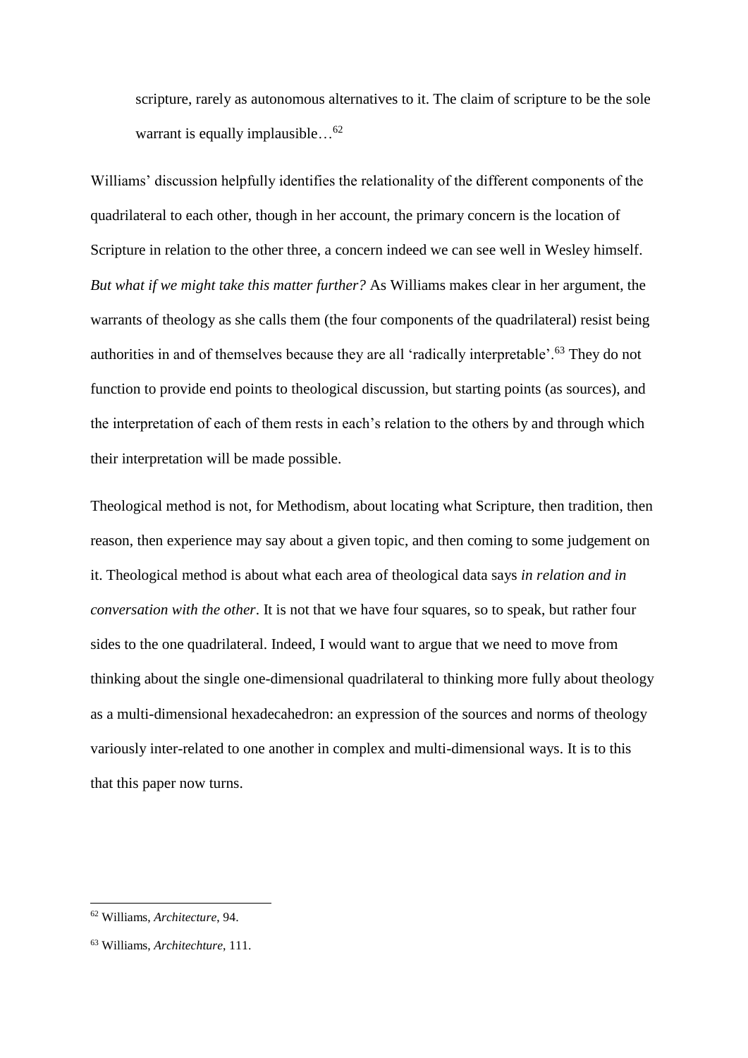> scripture, rarely as autonomous alternatives to it. The claim of scripture to be the sole warrant is equally implausible…[62]

Williams' discussion helpfully identifies the relationality of the different components of the quadrilateral to each other, though in her account, the primary concern is the location of Scripture in relation to the other three, a concern indeed we can see well in Wesley himself. *But what if we might take this matter further?* As Williams makes clear in her argument, the warrants of theology as she calls them (the four components of the quadrilateral) resist being authorities in and of themselves because they are all 'radically interpretable'.[63] They do not function to provide end points to theological discussion, but starting points (as sources), and the interpretation of each of them rests in each's relation to the others by and through which their interpretation will be made possible.

Theological method is not, for Methodism, about locating what Scripture, then tradition, then reason, then experience may say about a given topic, and then coming to some judgement on it. Theological method is about what each area of theological data says *in relation and in conversation with the other*. It is not that we have four squares, so to speak, but rather four sides to the one quadrilateral. Indeed, I would want to argue that we need to move from thinking about the single one-dimensional quadrilateral to thinking more fully about theology as a multi-dimensional hexadecahedron: an expression of the sources and norms of theology variously inter-related to one another in complex and multi-dimensional ways. It is to this that this paper now turns.

---

[62] Williams, *Architecture*, 94.

[63] Williams, *Architechture*, 111.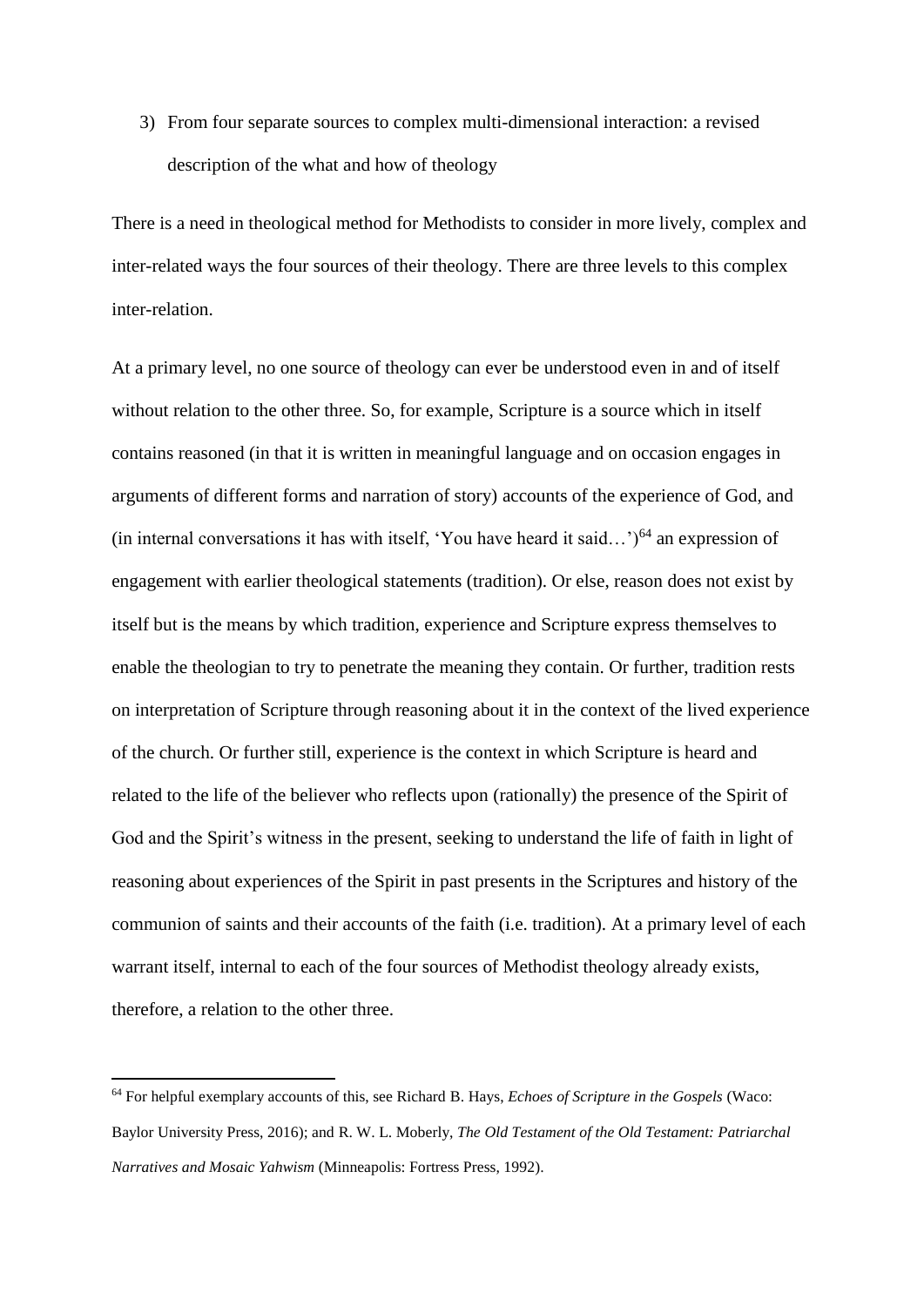3) From four separate sources to complex multi-dimensional interaction: a revised description of the what and how of theology

There is a need in theological method for Methodists to consider in more lively, complex and inter-related ways the four sources of their theology. There are three levels to this complex inter-relation.

At a primary level, no one source of theology can ever be understood even in and of itself without relation to the other three. So, for example, Scripture is a source which in itself contains reasoned (in that it is written in meaningful language and on occasion engages in arguments of different forms and narration of story) accounts of the experience of God, and (in internal conversations it has with itself, 'You have heard it said…')[64] an expression of engagement with earlier theological statements (tradition). Or else, reason does not exist by itself but is the means by which tradition, experience and Scripture express themselves to enable the theologian to try to penetrate the meaning they contain. Or further, tradition rests on interpretation of Scripture through reasoning about it in the context of the lived experience of the church. Or further still, experience is the context in which Scripture is heard and related to the life of the believer who reflects upon (rationally) the presence of the Spirit of God and the Spirit's witness in the present, seeking to understand the life of faith in light of reasoning about experiences of the Spirit in past presents in the Scriptures and history of the communion of saints and their accounts of the faith (i.e. tradition). At a primary level of each warrant itself, internal to each of the four sources of Methodist theology already exists, therefore, a relation to the other three.

---

[64] For helpful exemplary accounts of this, see Richard B. Hays, *Echoes of Scripture in the Gospels* (Waco: Baylor University Press, 2016); and R. W. L. Moberly, *The Old Testament of the Old Testament: Patriarchal Narratives and Mosaic Yahwism* (Minneapolis: Fortress Press, 1992).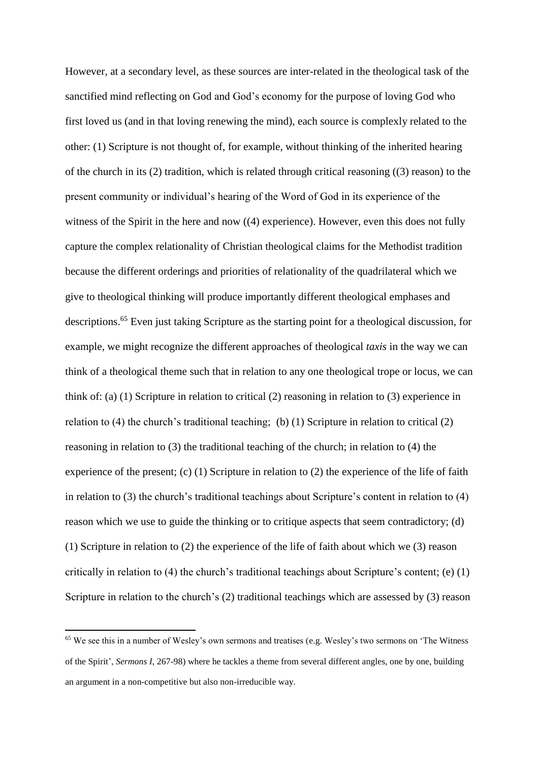However, at a secondary level, as these sources are inter-related in the theological task of the sanctified mind reflecting on God and God's economy for the purpose of loving God who first loved us (and in that loving renewing the mind), each source is complexly related to the other: (1) Scripture is not thought of, for example, without thinking of the inherited hearing of the church in its (2) tradition, which is related through critical reasoning ((3) reason) to the present community or individual's hearing of the Word of God in its experience of the witness of the Spirit in the here and now ((4) experience). However, even this does not fully capture the complex relationality of Christian theological claims for the Methodist tradition because the different orderings and priorities of relationality of the quadrilateral which we give to theological thinking will produce importantly different theological emphases and descriptions.[65] Even just taking Scripture as the starting point for a theological discussion, for example, we might recognize the different approaches of theological *taxis* in the way we can think of a theological theme such that in relation to any one theological trope or locus, we can think of: (a) (1) Scripture in relation to critical (2) reasoning in relation to (3) experience in relation to (4) the church's traditional teaching; (b) (1) Scripture in relation to critical (2) reasoning in relation to (3) the traditional teaching of the church; in relation to (4) the experience of the present; (c) (1) Scripture in relation to (2) the experience of the life of faith in relation to (3) the church's traditional teachings about Scripture's content in relation to (4) reason which we use to guide the thinking or to critique aspects that seem contradictory; (d) (1) Scripture in relation to (2) the experience of the life of faith about which we (3) reason critically in relation to (4) the church's traditional teachings about Scripture's content; (e) (1) Scripture in relation to the church's (2) traditional teachings which are assessed by (3) reason

[65] We see this in a number of Wesley's own sermons and treatises (e.g. Wesley's two sermons on 'The Witness of the Spirit', *Sermons I*, 267-98) where he tackles a theme from several different angles, one by one, building an argument in a non-competitive but also non-irreducible way.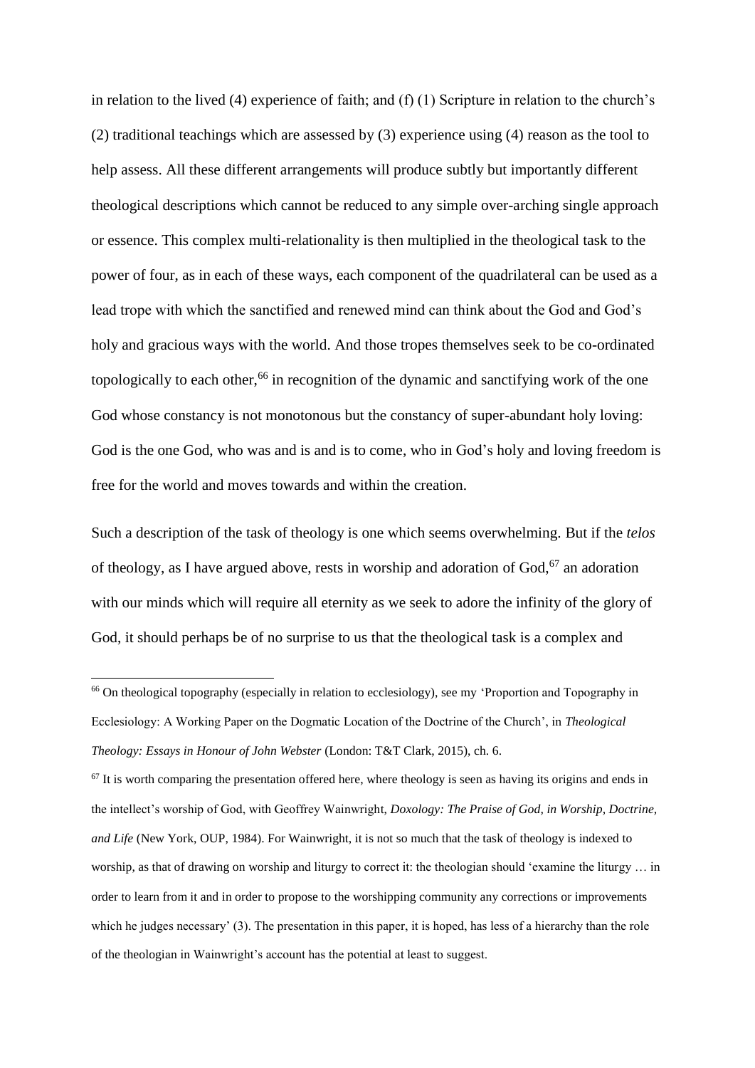in relation to the lived (4) experience of faith; and (f) (1) Scripture in relation to the church's (2) traditional teachings which are assessed by (3) experience using (4) reason as the tool to help assess. All these different arrangements will produce subtly but importantly different theological descriptions which cannot be reduced to any simple over-arching single approach or essence. This complex multi-relationality is then multiplied in the theological task to the power of four, as in each of these ways, each component of the quadrilateral can be used as a lead trope with which the sanctified and renewed mind can think about the God and God's holy and gracious ways with the world. And those tropes themselves seek to be co-ordinated topologically to each other,[66] in recognition of the dynamic and sanctifying work of the one God whose constancy is not monotonous but the constancy of super-abundant holy loving: God is the one God, who was and is and is to come, who in God's holy and loving freedom is free for the world and moves towards and within the creation.

Such a description of the task of theology is one which seems overwhelming. But if the *telos* of theology, as I have argued above, rests in worship and adoration of God,[67] an adoration with our minds which will require all eternity as we seek to adore the infinity of the glory of God, it should perhaps be of no surprise to us that the theological task is a complex and

---

[66] On theological topography (especially in relation to ecclesiology), see my 'Proportion and Topography in Ecclesiology: A Working Paper on the Dogmatic Location of the Doctrine of the Church', in *Theological Theology: Essays in Honour of John Webster* (London: T&T Clark, 2015), ch. 6.

[67] It is worth comparing the presentation offered here, where theology is seen as having its origins and ends in the intellect's worship of God, with Geoffrey Wainwright, *Doxology: The Praise of God, in Worship, Doctrine, and Life* (New York, OUP, 1984). For Wainwright, it is not so much that the task of theology is indexed to worship, as that of drawing on worship and liturgy to correct it: the theologian should 'examine the liturgy … in order to learn from it and in order to propose to the worshipping community any corrections or improvements which he judges necessary' (3). The presentation in this paper, it is hoped, has less of a hierarchy than the role of the theologian in Wainwright's account has the potential at least to suggest.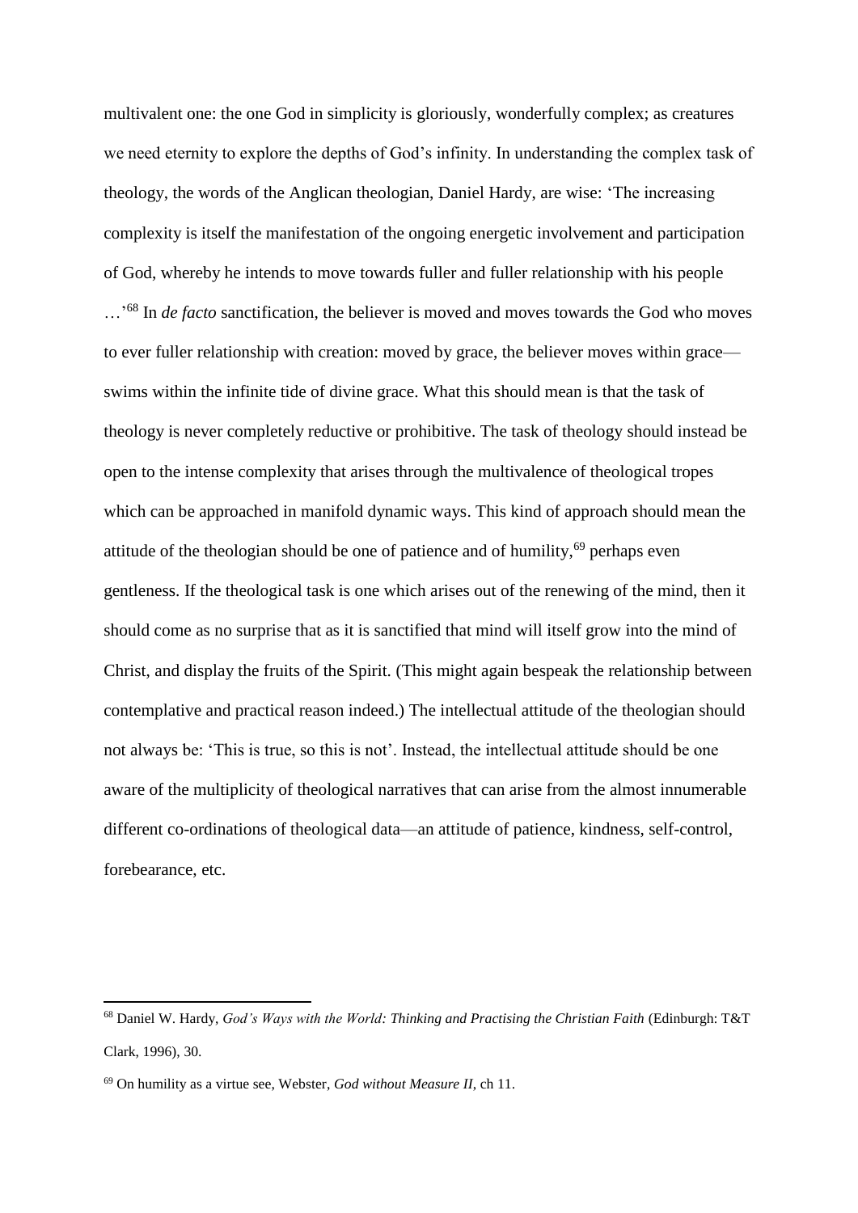multivalent one: the one God in simplicity is gloriously, wonderfully complex; as creatures we need eternity to explore the depths of God's infinity. In understanding the complex task of theology, the words of the Anglican theologian, Daniel Hardy, are wise: 'The increasing complexity is itself the manifestation of the ongoing energetic involvement and participation of God, whereby he intends to move towards fuller and fuller relationship with his people …'[68] In *de facto* sanctification, the believer is moved and moves towards the God who moves to ever fuller relationship with creation: moved by grace, the believer moves within grace—swims within the infinite tide of divine grace. What this should mean is that the task of theology is never completely reductive or prohibitive. The task of theology should instead be open to the intense complexity that arises through the multivalence of theological tropes which can be approached in manifold dynamic ways. This kind of approach should mean the attitude of the theologian should be one of patience and of humility,[69] perhaps even gentleness. If the theological task is one which arises out of the renewing of the mind, then it should come as no surprise that as it is sanctified that mind will itself grow into the mind of Christ, and display the fruits of the Spirit. (This might again bespeak the relationship between contemplative and practical reason indeed.) The intellectual attitude of the theologian should not always be: 'This is true, so this is not'. Instead, the intellectual attitude should be one aware of the multiplicity of theological narratives that can arise from the almost innumerable different co-ordinations of theological data—an attitude of patience, kindness, self-control, forebearance, etc.

---

[68] Daniel W. Hardy, *God's Ways with the World: Thinking and Practising the Christian Faith* (Edinburgh: T&T Clark, 1996), 30.

[69] On humility as a virtue see, Webster, *God without Measure II*, ch 11.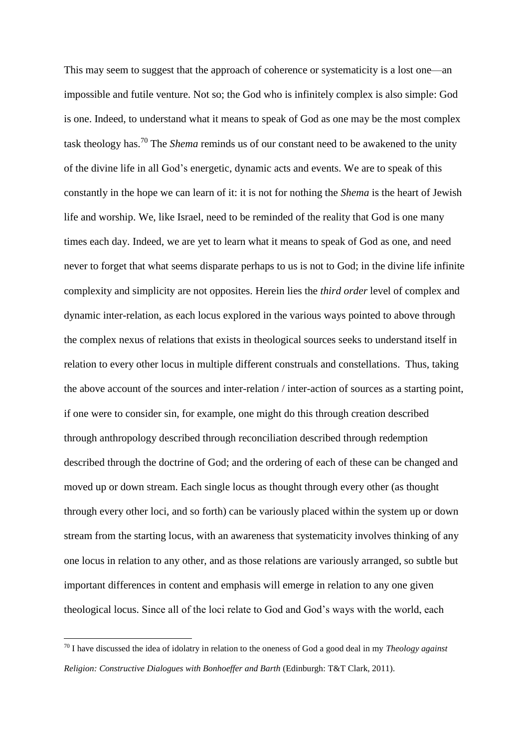This may seem to suggest that the approach of coherence or systematicity is a lost one—an impossible and futile venture. Not so; the God who is infinitely complex is also simple: God is one. Indeed, to understand what it means to speak of God as one may be the most complex task theology has.[70] The *Shema* reminds us of our constant need to be awakened to the unity of the divine life in all God's energetic, dynamic acts and events. We are to speak of this constantly in the hope we can learn of it: it is not for nothing the *Shema* is the heart of Jewish life and worship. We, like Israel, need to be reminded of the reality that God is one many times each day. Indeed, we are yet to learn what it means to speak of God as one, and need never to forget that what seems disparate perhaps to us is not to God; in the divine life infinite complexity and simplicity are not opposites. Herein lies the *third order* level of complex and dynamic inter-relation, as each locus explored in the various ways pointed to above through the complex nexus of relations that exists in theological sources seeks to understand itself in relation to every other locus in multiple different construals and constellations. Thus, taking the above account of the sources and inter-relation / inter-action of sources as a starting point, if one were to consider sin, for example, one might do this through creation described through anthropology described through reconciliation described through redemption described through the doctrine of God; and the ordering of each of these can be changed and moved up or down stream. Each single locus as thought through every other (as thought through every other loci, and so forth) can be variously placed within the system up or down stream from the starting locus, with an awareness that systematicity involves thinking of any one locus in relation to any other, and as those relations are variously arranged, so subtle but important differences in content and emphasis will emerge in relation to any one given theological locus. Since all of the loci relate to God and God's ways with the world, each

[70] I have discussed the idea of idolatry in relation to the oneness of God a good deal in my *Theology against Religion: Constructive Dialogues with Bonhoeffer and Barth* (Edinburgh: T&T Clark, 2011).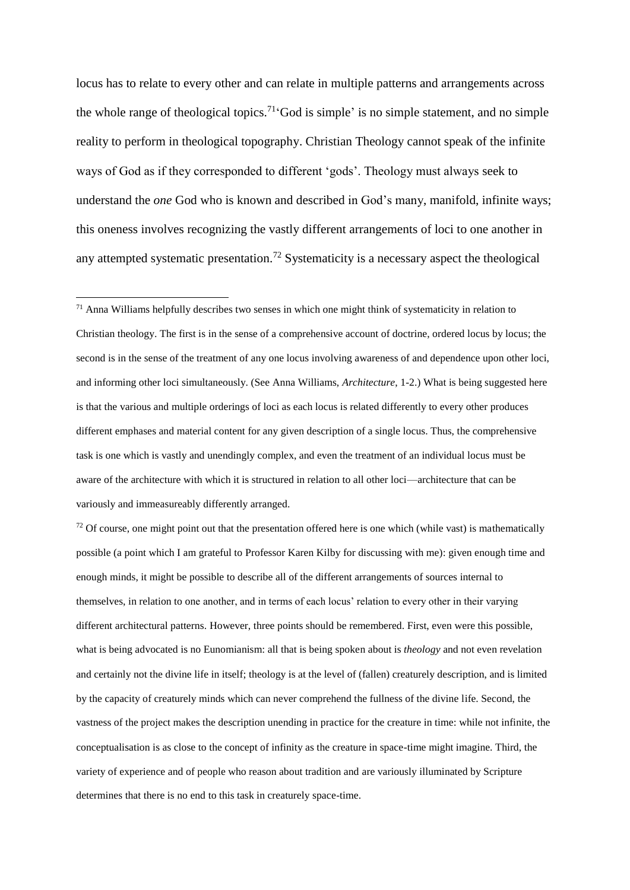locus has to relate to every other and can relate in multiple patterns and arrangements across the whole range of theological topics.[71]'God is simple' is no simple statement, and no simple reality to perform in theological topography. Christian Theology cannot speak of the infinite ways of God as if they corresponded to different 'gods'. Theology must always seek to understand the *one* God who is known and described in God's many, manifold, infinite ways; this oneness involves recognizing the vastly different arrangements of loci to one another in any attempted systematic presentation.[72] Systematicity is a necessary aspect the theological

---

[71] Anna Williams helpfully describes two senses in which one might think of systematicity in relation to Christian theology. The first is in the sense of a comprehensive account of doctrine, ordered locus by locus; the second is in the sense of the treatment of any one locus involving awareness of and dependence upon other loci, and informing other loci simultaneously. (See Anna Williams, *Architecture*, 1-2.) What is being suggested here is that the various and multiple orderings of loci as each locus is related differently to every other produces different emphases and material content for any given description of a single locus. Thus, the comprehensive task is one which is vastly and unendingly complex, and even the treatment of an individual locus must be aware of the architecture with which it is structured in relation to all other loci—architecture that can be variously and immeasureably differently arranged.

[72] Of course, one might point out that the presentation offered here is one which (while vast) is mathematically possible (a point which I am grateful to Professor Karen Kilby for discussing with me): given enough time and enough minds, it might be possible to describe all of the different arrangements of sources internal to themselves, in relation to one another, and in terms of each locus' relation to every other in their varying different architectural patterns. However, three points should be remembered. First, even were this possible, what is being advocated is no Eunomianism: all that is being spoken about is *theology* and not even revelation and certainly not the divine life in itself; theology is at the level of (fallen) creaturely description, and is limited by the capacity of creaturely minds which can never comprehend the fullness of the divine life. Second, the vastness of the project makes the description unending in practice for the creature in time: while not infinite, the conceptualisation is as close to the concept of infinity as the creature in space-time might imagine. Third, the variety of experience and of people who reason about tradition and are variously illuminated by Scripture determines that there is no end to this task in creaturely space-time.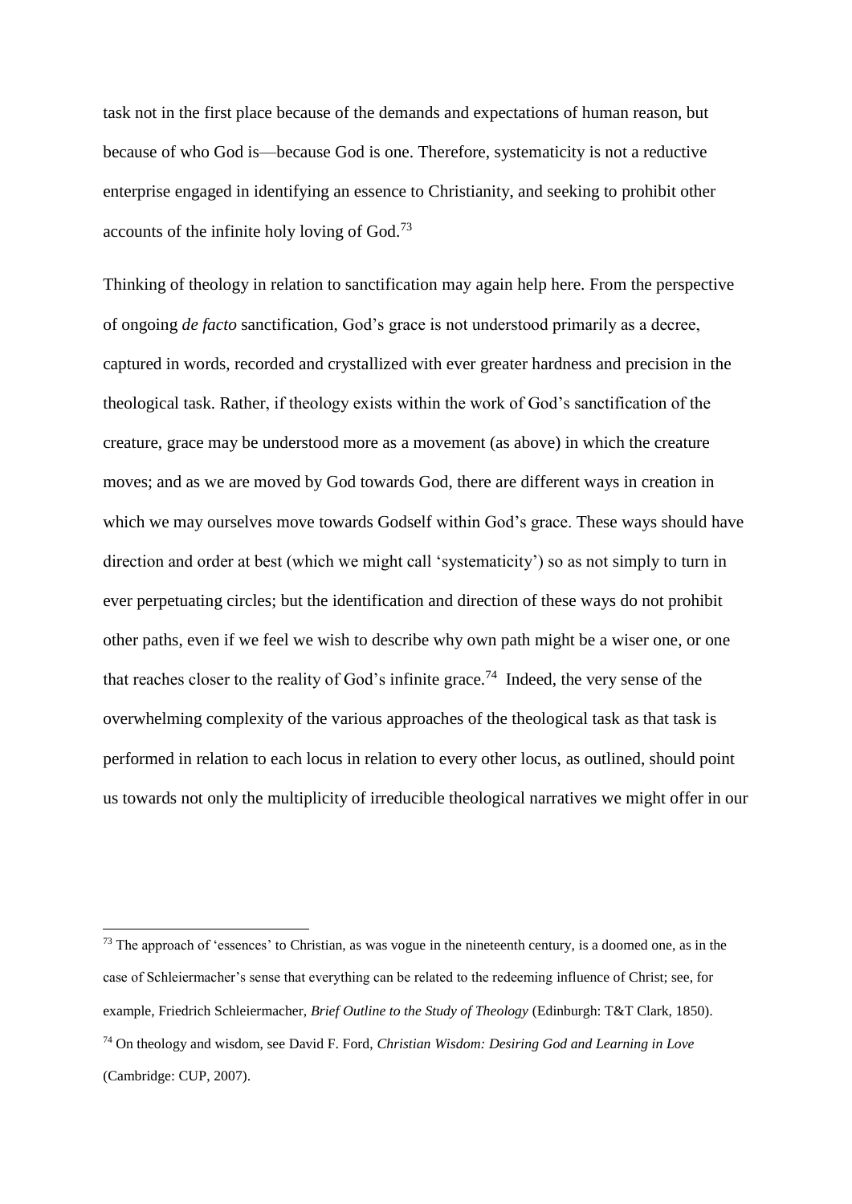task not in the first place because of the demands and expectations of human reason, but because of who God is—because God is one. Therefore, systematicity is not a reductive enterprise engaged in identifying an essence to Christianity, and seeking to prohibit other accounts of the infinite holy loving of God.[73]

Thinking of theology in relation to sanctification may again help here. From the perspective of ongoing *de facto* sanctification, God's grace is not understood primarily as a decree, captured in words, recorded and crystallized with ever greater hardness and precision in the theological task. Rather, if theology exists within the work of God's sanctification of the creature, grace may be understood more as a movement (as above) in which the creature moves; and as we are moved by God towards God, there are different ways in creation in which we may ourselves move towards Godself within God's grace. These ways should have direction and order at best (which we might call 'systematicity') so as not simply to turn in ever perpetuating circles; but the identification and direction of these ways do not prohibit other paths, even if we feel we wish to describe why own path might be a wiser one, or one that reaches closer to the reality of God's infinite grace.[74] Indeed, the very sense of the overwhelming complexity of the various approaches of the theological task as that task is performed in relation to each locus in relation to every other locus, as outlined, should point us towards not only the multiplicity of irreducible theological narratives we might offer in our

---

[73] The approach of 'essences' to Christian, as was vogue in the nineteenth century, is a doomed one, as in the case of Schleiermacher's sense that everything can be related to the redeeming influence of Christ; see, for example, Friedrich Schleiermacher, *Brief Outline to the Study of Theology* (Edinburgh: T&T Clark, 1850).

[74] On theology and wisdom, see David F. Ford, *Christian Wisdom: Desiring God and Learning in Love* (Cambridge: CUP, 2007).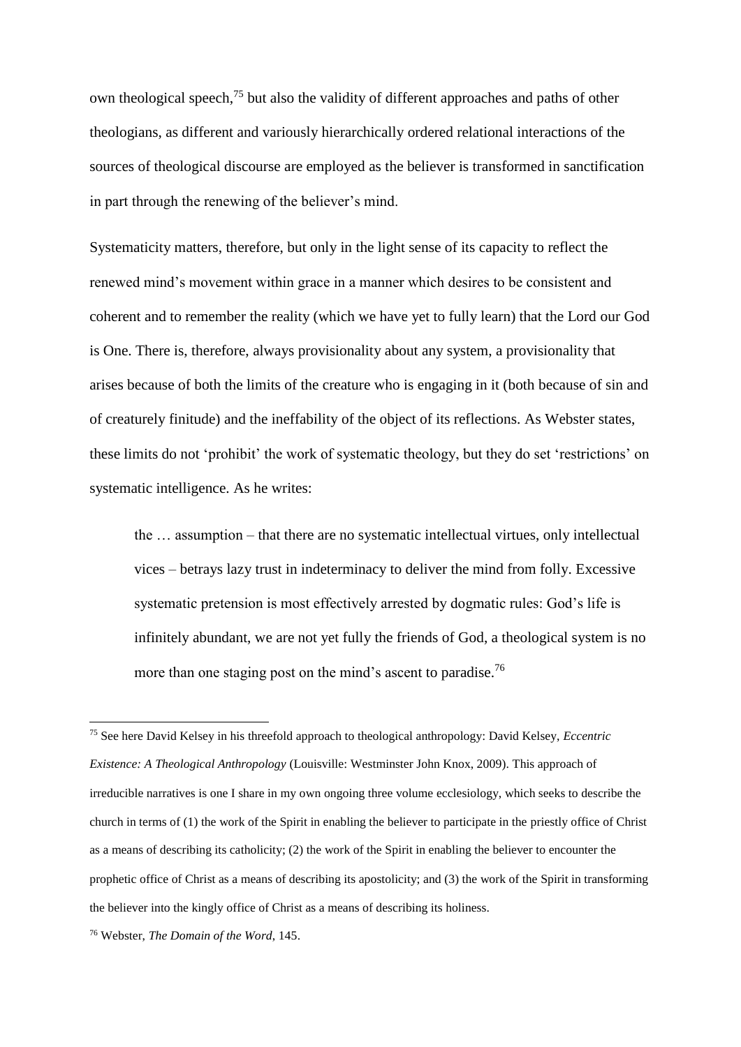own theological speech,[75] but also the validity of different approaches and paths of other theologians, as different and variously hierarchically ordered relational interactions of the sources of theological discourse are employed as the believer is transformed in sanctification in part through the renewing of the believer's mind.

Systematicity matters, therefore, but only in the light sense of its capacity to reflect the renewed mind's movement within grace in a manner which desires to be consistent and coherent and to remember the reality (which we have yet to fully learn) that the Lord our God is One. There is, therefore, always provisionality about any system, a provisionality that arises because of both the limits of the creature who is engaging in it (both because of sin and of creaturely finitude) and the ineffability of the object of its reflections. As Webster states, these limits do not 'prohibit' the work of systematic theology, but they do set 'restrictions' on systematic intelligence. As he writes:

> the … assumption – that there are no systematic intellectual virtues, only intellectual vices – betrays lazy trust in indeterminacy to deliver the mind from folly. Excessive systematic pretension is most effectively arrested by dogmatic rules: God's life is infinitely abundant, we are not yet fully the friends of God, a theological system is no more than one staging post on the mind's ascent to paradise.[76]

---

[75] See here David Kelsey in his threefold approach to theological anthropology: David Kelsey, *Eccentric Existence: A Theological Anthropology* (Louisville: Westminster John Knox, 2009). This approach of irreducible narratives is one I share in my own ongoing three volume ecclesiology, which seeks to describe the church in terms of (1) the work of the Spirit in enabling the believer to participate in the priestly office of Christ as a means of describing its catholicity; (2) the work of the Spirit in enabling the believer to encounter the prophetic office of Christ as a means of describing its apostolicity; and (3) the work of the Spirit in transforming the believer into the kingly office of Christ as a means of describing its holiness.

[76] Webster, *The Domain of the Word*, 145.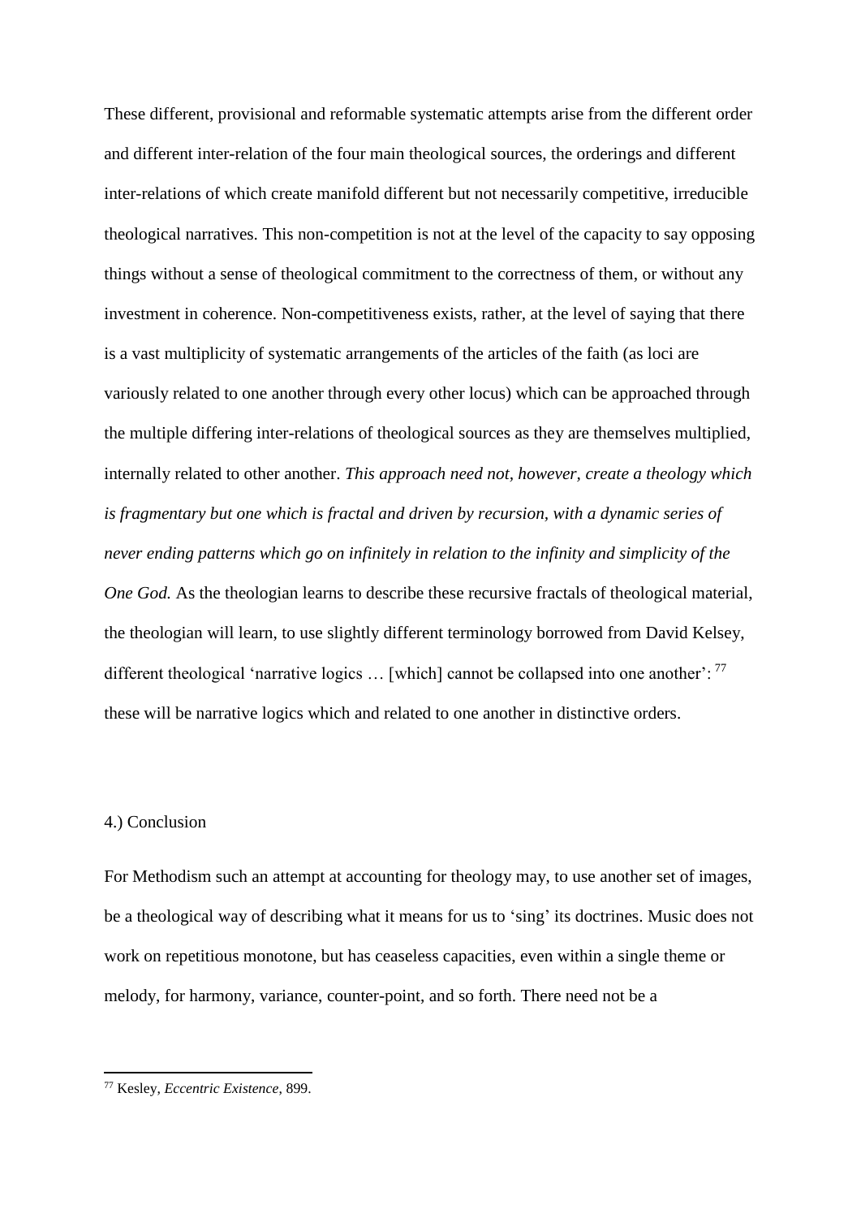These different, provisional and reformable systematic attempts arise from the different order and different inter-relation of the four main theological sources, the orderings and different inter-relations of which create manifold different but not necessarily competitive, irreducible theological narratives. This non-competition is not at the level of the capacity to say opposing things without a sense of theological commitment to the correctness of them, or without any investment in coherence. Non-competitiveness exists, rather, at the level of saying that there is a vast multiplicity of systematic arrangements of the articles of the faith (as loci are variously related to one another through every other locus) which can be approached through the multiple differing inter-relations of theological sources as they are themselves multiplied, internally related to other another. *This approach need not, however, create a theology which is fragmentary but one which is fractal and driven by recursion, with a dynamic series of never ending patterns which go on infinitely in relation to the infinity and simplicity of the One God.* As the theologian learns to describe these recursive fractals of theological material, the theologian will learn, to use slightly different terminology borrowed from David Kelsey, different theological 'narrative logics … [which] cannot be collapsed into one another': [77] these will be narrative logics which and related to one another in distinctive orders.

## 4.) Conclusion

For Methodism such an attempt at accounting for theology may, to use another set of images, be a theological way of describing what it means for us to 'sing' its doctrines. Music does not work on repetitious monotone, but has ceaseless capacities, even within a single theme or melody, for harmony, variance, counter-point, and so forth. There need not be a

---

[77] Kesley, *Eccentric Existence*, 899.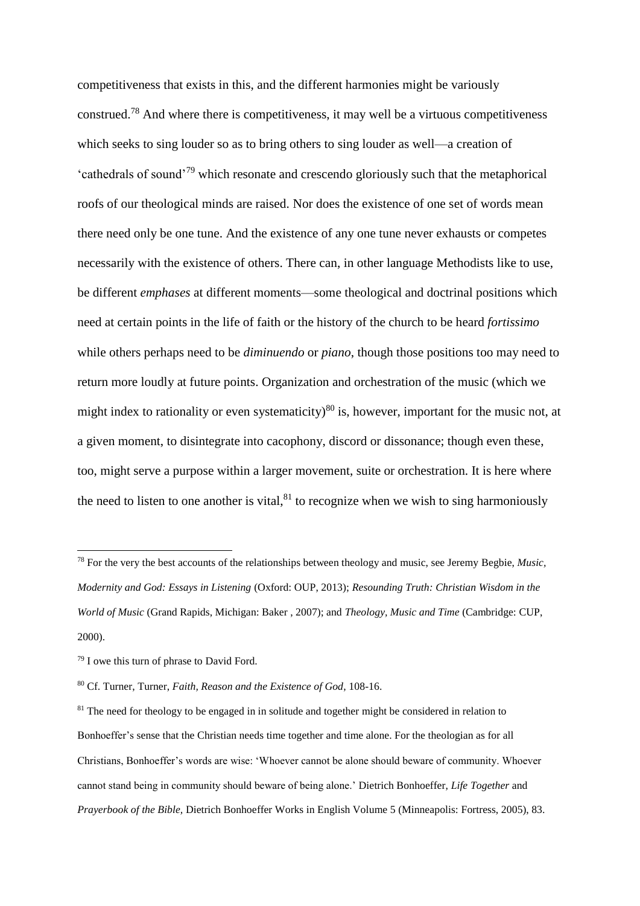competitiveness that exists in this, and the different harmonies might be variously construed.[78] And where there is competitiveness, it may well be a virtuous competitiveness which seeks to sing louder so as to bring others to sing louder as well—a creation of 'cathedrals of sound'[79] which resonate and crescendo gloriously such that the metaphorical roofs of our theological minds are raised. Nor does the existence of one set of words mean there need only be one tune. And the existence of any one tune never exhausts or competes necessarily with the existence of others. There can, in other language Methodists like to use, be different *emphases* at different moments—some theological and doctrinal positions which need at certain points in the life of faith or the history of the church to be heard *fortissimo* while others perhaps need to be *diminuendo* or *piano*, though those positions too may need to return more loudly at future points. Organization and orchestration of the music (which we might index to rationality or even systematicity)[80] is, however, important for the music not, at a given moment, to disintegrate into cacophony, discord or dissonance; though even these, too, might serve a purpose within a larger movement, suite or orchestration. It is here where the need to listen to one another is vital,[81] to recognize when we wish to sing harmoniously

---

[78] For the very best accounts of the relationships between theology and music, see Jeremy Begbie, *Music, Modernity and God: Essays in Listening* (Oxford: OUP, 2013); *Resounding Truth: Christian Wisdom in the World of Music* (Grand Rapids, Michigan: Baker , 2007); and *Theology, Music and Time* (Cambridge: CUP, 2000).

[79] I owe this turn of phrase to David Ford.

[80] Cf. Turner, Turner, *Faith, Reason and the Existence of God*, 108-16.

[81] The need for theology to be engaged in in solitude and together might be considered in relation to Bonhoeffer's sense that the Christian needs time together and time alone. For the theologian as for all Christians, Bonhoeffer's words are wise: 'Whoever cannot be alone should beware of community. Whoever cannot stand being in community should beware of being alone.' Dietrich Bonhoeffer, *Life Together* and *Prayerbook of the Bible,* Dietrich Bonhoeffer Works in English Volume 5 (Minneapolis: Fortress, 2005), 83.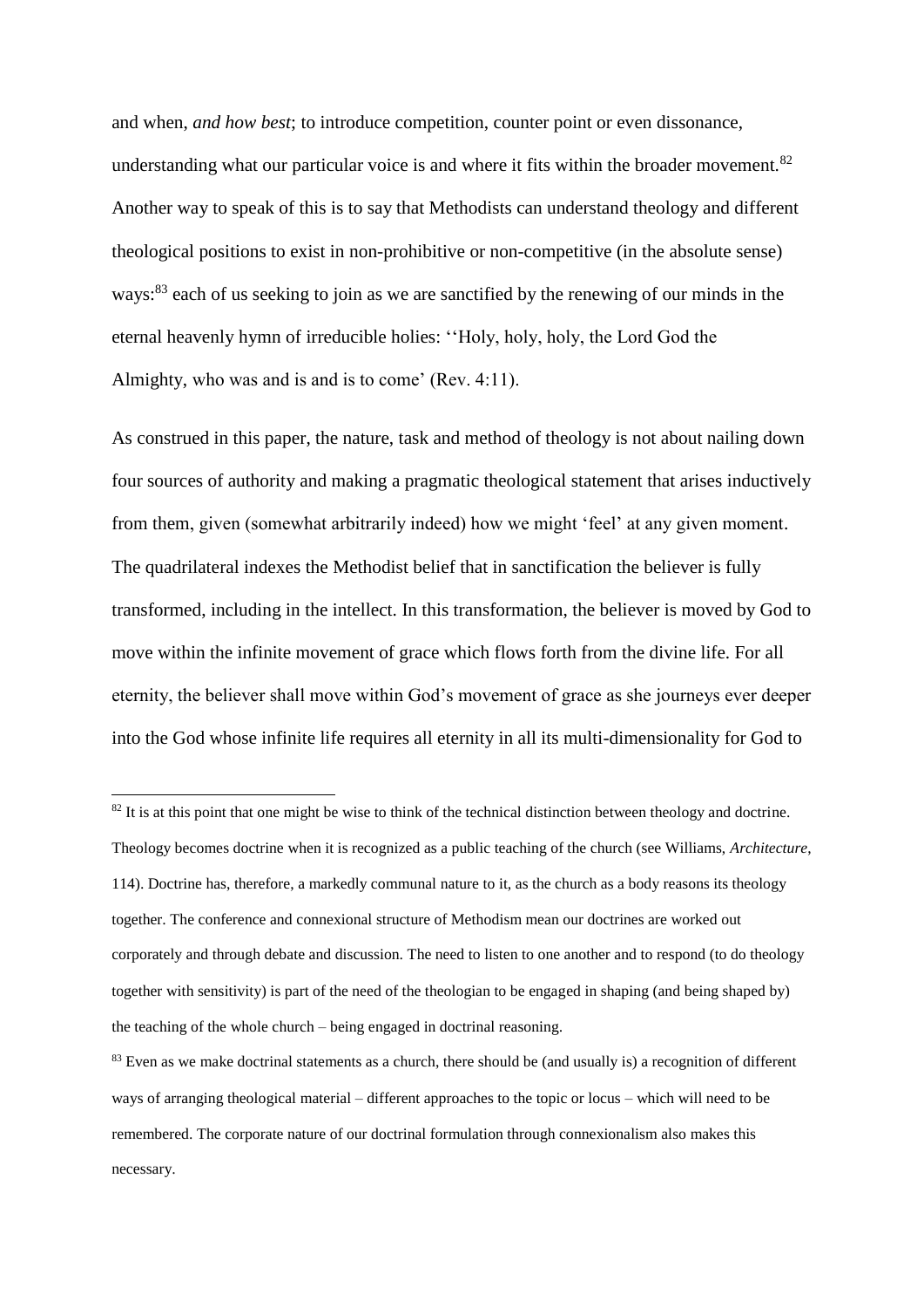and when, *and how best*; to introduce competition, counter point or even dissonance, understanding what our particular voice is and where it fits within the broader movement.[82] Another way to speak of this is to say that Methodists can understand theology and different theological positions to exist in non-prohibitive or non-competitive (in the absolute sense) ways:[83] each of us seeking to join as we are sanctified by the renewing of our minds in the eternal heavenly hymn of irreducible holies: ''Holy, holy, holy, the Lord God the Almighty, who was and is and is to come' (Rev. 4:11).

As construed in this paper, the nature, task and method of theology is not about nailing down four sources of authority and making a pragmatic theological statement that arises inductively from them, given (somewhat arbitrarily indeed) how we might 'feel' at any given moment. The quadrilateral indexes the Methodist belief that in sanctification the believer is fully transformed, including in the intellect. In this transformation, the believer is moved by God to move within the infinite movement of grace which flows forth from the divine life. For all eternity, the believer shall move within God's movement of grace as she journeys ever deeper into the God whose infinite life requires all eternity in all its multi-dimensionality for God to

---

[82] It is at this point that one might be wise to think of the technical distinction between theology and doctrine. Theology becomes doctrine when it is recognized as a public teaching of the church (see Williams, *Architecture*, 114). Doctrine has, therefore, a markedly communal nature to it, as the church as a body reasons its theology together. The conference and connexional structure of Methodism mean our doctrines are worked out corporately and through debate and discussion. The need to listen to one another and to respond (to do theology together with sensitivity) is part of the need of the theologian to be engaged in shaping (and being shaped by) the teaching of the whole church – being engaged in doctrinal reasoning.

[83] Even as we make doctrinal statements as a church, there should be (and usually is) a recognition of different ways of arranging theological material – different approaches to the topic or locus – which will need to be remembered. The corporate nature of our doctrinal formulation through connexionalism also makes this necessary.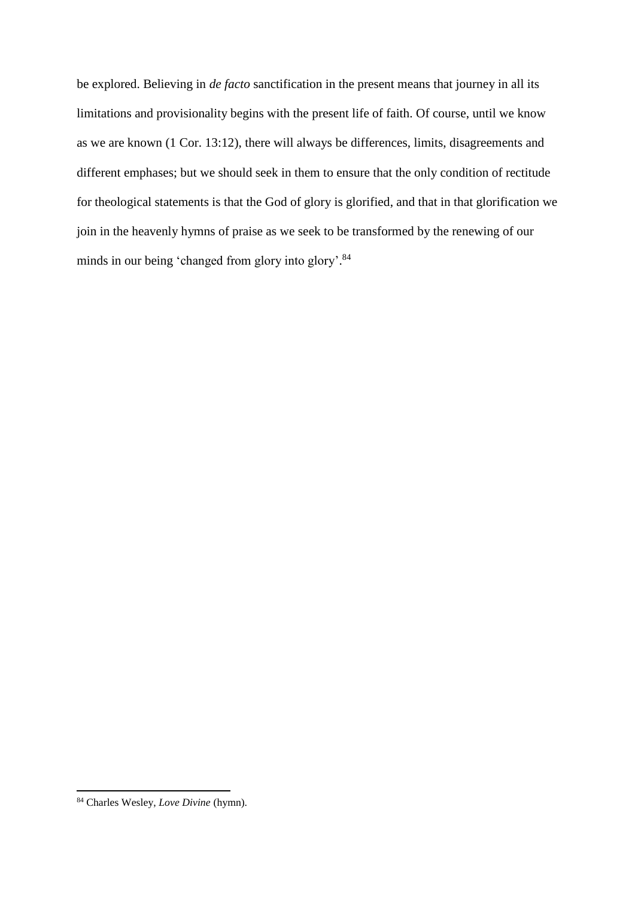be explored. Believing in *de facto* sanctification in the present means that journey in all its limitations and provisionality begins with the present life of faith. Of course, until we know as we are known (1 Cor. 13:12), there will always be differences, limits, disagreements and different emphases; but we should seek in them to ensure that the only condition of rectitude for theological statements is that the God of glory is glorified, and that in that glorification we join in the heavenly hymns of praise as we seek to be transformed by the renewing of our minds in our being 'changed from glory into glory'.[84]

[84] Charles Wesley, *Love Divine* (hymn).